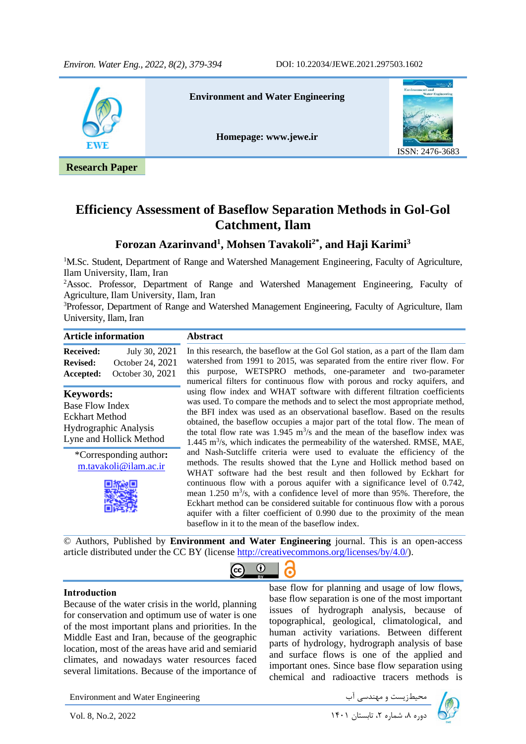Research Paper

# Efficiency Assessment of Baseflow Separation Methods in Gol-Gol Catchment, Ilam

**Forozan Azarinvand[1], Mohsen Tavakoli[2*], and Haji Karimi[3]**

[1]M.Sc. Student, Department of Range and Watershed Management Engineering, Faculty of Agriculture, Ilam University, Ilam, Iran

[2]Assoc. Professor, Department of Range and Watershed Management Engineering, Faculty of Agriculture, Ilam University, Ilam, Iran

[3]Professor, Department of Range and Watershed Management Engineering, Faculty of Agriculture, Ilam University, Ilam, Iran

## Article information

**Received:** July 30, 2021
**Revised:** October 24, 2021
**Accepted:** October 30, 2021

**Keywords:**
Base Flow Index
Eckhart Method
Hydrographic Analysis
Lyne and Hollick Method

*Corresponding author: m.tavakoli@ilam.ac.ir

## Abstract

In this research, the baseflow at the Gol Gol station, as a part of the Ilam dam watershed from 1991 to 2015, was separated from the entire river flow. For this purpose, WETSPRO methods, one-parameter and two-parameter numerical filters for continuous flow with porous and rocky aquifers, and using flow index and WHAT software with different filtration coefficients was used. To compare the methods and to select the most appropriate method, the BFI index was used as an observational baseflow. Based on the results obtained, the baseflow occupies a major part of the total flow. The mean of the total flow rate was 1.945 $m^3$/s and the mean of the baseflow index was 1.445 $m^3$/s, which indicates the permeability of the watershed. RMSE, MAE, and Nash-Sutcliffe criteria were used to evaluate the efficiency of the methods. The results showed that the Lyne and Hollick method based on WHAT software had the best result and then followed by Eckhart for continuous flow with a porous aquifer with a significance level of 0.742, mean 1.250 $m^3$/s, with a confidence level of more than 95%. Therefore, the Eckhart method can be considered suitable for continuous flow with a porous aquifer with a filter coefficient of 0.990 due to the proximity of the mean baseflow in it to the mean of the baseflow index.

© Authors, Published by **Environment and Water Engineering** journal. This is an open-access article distributed under the CC BY (license http://creativecommons.org/licenses/by/4.0/).

## Introduction

Because of the water crisis in the world, planning for conservation and optimum use of water is one of the most important plans and priorities. In the Middle East and Iran, because of the geographic location, most of the areas have arid and semiarid climates, and nowadays water resources faced several limitations. Because of the importance of base flow for planning and usage of low flows, base flow separation is one of the most important issues of hydrograph analysis, because of topographical, geological, climatological, and human activity variations. Between different parts of hydrology, hydrograph analysis of base and surface flows is one of the applied and important ones. Since base flow separation using chemical and radioactive tracers methods is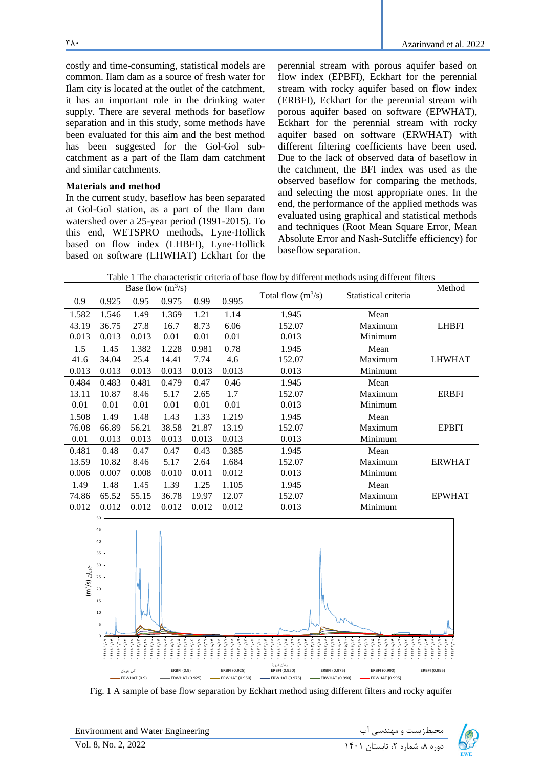costly and time-consuming, statistical models are common. Ilam dam as a source of fresh water for Ilam city is located at the outlet of the catchment, it has an important role in the drinking water supply. There are several methods for baseflow separation and in this study, some methods have been evaluated for this aim and the best method has been suggested for the Gol-Gol sub-catchment as a part of the Ilam dam catchment and similar catchments.

**Materials and method**

In the current study, baseflow has been separated at Gol-Gol station, as a part of the Ilam dam watershed over a 25-year period (1991-2015). To this end, WETSPRO methods, Lyne-Hollick based on flow index (LHBFI), Lyne-Hollick based on software (LHWHAT) Eckhart for the perennial stream with porous aquifer based on flow index (EPBFI), Eckhart for the perennial stream with rocky aquifer based on flow index (ERBFI), Eckhart for the perennial stream with porous aquifer based on software (EPWHAT), Eckhart for the perennial stream with rocky aquifer based on software (ERWHAT) with different filtering coefficients have been used. Due to the lack of observed data of baseflow in the catchment, the BFI index was used as the observed baseflow for comparing the methods, and selecting the most appropriate ones. In the end, the performance of the applied methods was evaluated using graphical and statistical methods and techniques (Root Mean Square Error, Mean Absolute Error and Nash-Sutcliffe efficiency) for baseflow separation.

Table 1 The characteristic criteria of base flow by different methods using different filters

| Base flow ($m^3/s$) | | | | | | Total flow ($m^3/s$) | Statistical criteria | Method |
|---|---|---|---|---|---|---|---|---|
| 0.9 | 0.925 | 0.95 | 0.975 | 0.99 | 0.995 | | | |
| 1.582 | 1.546 | 1.49 | 1.369 | 1.21 | 1.14 | 1.945 | Mean | LHBFI |
| 43.19 | 36.75 | 27.8 | 16.7 | 8.73 | 6.06 | 152.07 | Maximum | |
| 0.013 | 0.013 | 0.013 | 0.01 | 0.01 | 0.01 | 0.013 | Minimum | |
| 1.5 | 1.45 | 1.382 | 1.228 | 0.981 | 0.78 | 1.945 | Mean | LHWHAT |
| 41.6 | 34.04 | 25.4 | 14.41 | 7.74 | 4.6 | 152.07 | Maximum | |
| 0.013 | 0.013 | 0.013 | 0.013 | 0.013 | 0.013 | 0.013 | Minimum | |
| 0.484 | 0.483 | 0.481 | 0.479 | 0.47 | 0.46 | 1.945 | Mean | ERBFI |
| 13.11 | 10.87 | 8.46 | 5.17 | 2.65 | 1.7 | 152.07 | Maximum | |
| 0.01 | 0.01 | 0.01 | 0.01 | 0.01 | 0.01 | 0.013 | Minimum | |
| 1.508 | 1.49 | 1.48 | 1.43 | 1.33 | 1.219 | 1.945 | Mean | EPBFI |
| 76.08 | 66.89 | 56.21 | 38.58 | 21.87 | 13.19 | 152.07 | Maximum | |
| 0.01 | 0.013 | 0.013 | 0.013 | 0.013 | 0.013 | 0.013 | Minimum | |
| 0.481 | 0.48 | 0.47 | 0.47 | 0.43 | 0.385 | 1.945 | Mean | ERWHAT |
| 13.59 | 10.82 | 8.46 | 5.17 | 2.64 | 1.684 | 152.07 | Maximum | |
| 0.006 | 0.007 | 0.008 | 0.010 | 0.011 | 0.012 | 0.013 | Minimum | |
| 1.49 | 1.48 | 1.45 | 1.39 | 1.25 | 1.105 | 1.945 | Mean | EPWHAT |
| 74.86 | 65.52 | 55.15 | 36.78 | 19.97 | 12.07 | 152.07 | Maximum | |
| 0.012 | 0.012 | 0.012 | 0.012 | 0.012 | 0.012 | 0.013 | Minimum | |

Fig. 1 A sample of base flow separation by Eckhart method using different filters and rocky aquifer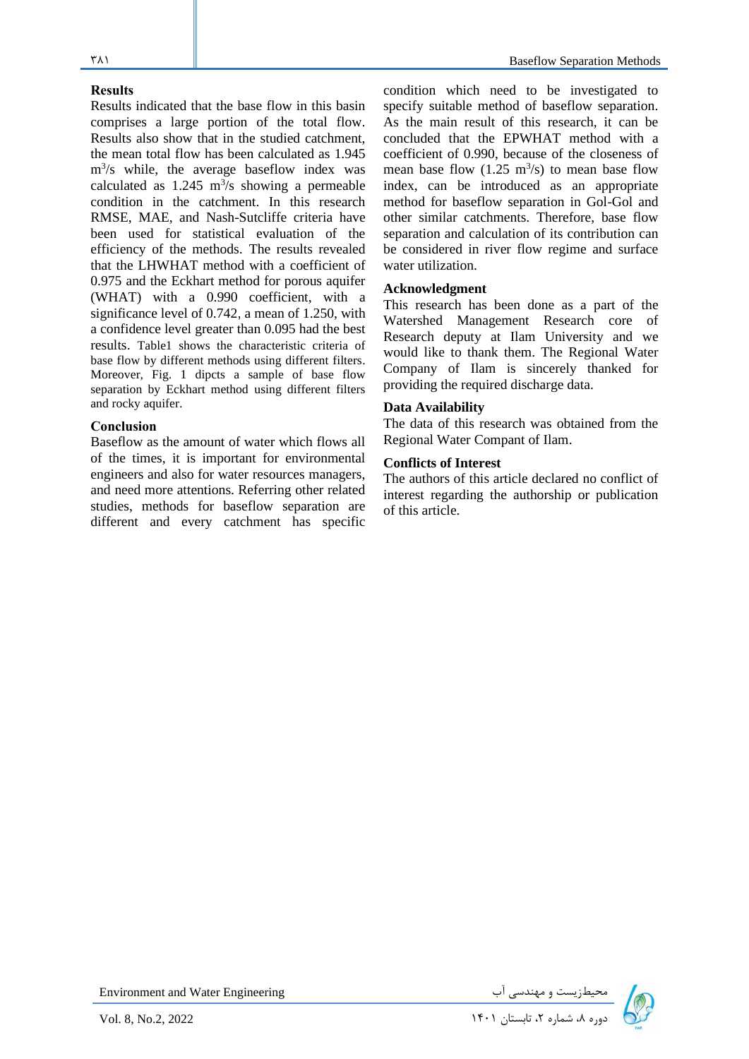## Results

Results indicated that the base flow in this basin comprises a large portion of the total flow. Results also show that in the studied catchment, the mean total flow has been calculated as 1.945 $m^3/s$ while, the average baseflow index was calculated as 1.245 $m^3/s$ showing a permeable condition in the catchment. In this research RMSE, MAE, and Nash-Sutcliffe criteria have been used for statistical evaluation of the efficiency of the methods. The results revealed that the LHWHAT method with a coefficient of 0.975 and the Eckhart method for porous aquifer (WHAT) with a 0.990 coefficient, with a significance level of 0.742, a mean of 1.250, with a confidence level greater than 0.095 had the best results. Table1 shows the characteristic criteria of base flow by different methods using different filters. Moreover, Fig. 1 dipcts a sample of base flow separation by Eckhart method using different filters and rocky aquifer.

## Conclusion

Baseflow as the amount of water which flows all of the times, it is important for environmental engineers and also for water resources managers, and need more attentions. Referring other related studies, methods for baseflow separation are different and every catchment has specific condition which need to be investigated to specify suitable method of baseflow separation. As the main result of this research, it can be concluded that the EPWHAT method with a coefficient of 0.990, because of the closeness of mean base flow (1.25 $m^3/s$) to mean base flow index, can be introduced as an appropriate method for baseflow separation in Gol-Gol and other similar catchments. Therefore, base flow separation and calculation of its contribution can be considered in river flow regime and surface water utilization.

## Acknowledgment

This research has been done as a part of the Watershed Management Research core of Research deputy at Ilam University and we would like to thank them. The Regional Water Company of Ilam is sincerely thanked for providing the required discharge data.

## Data Availability

The data of this research was obtained from the Regional Water Compant of Ilam.

## Conflicts of Interest

The authors of this article declared no conflict of interest regarding the authorship or publication of this article.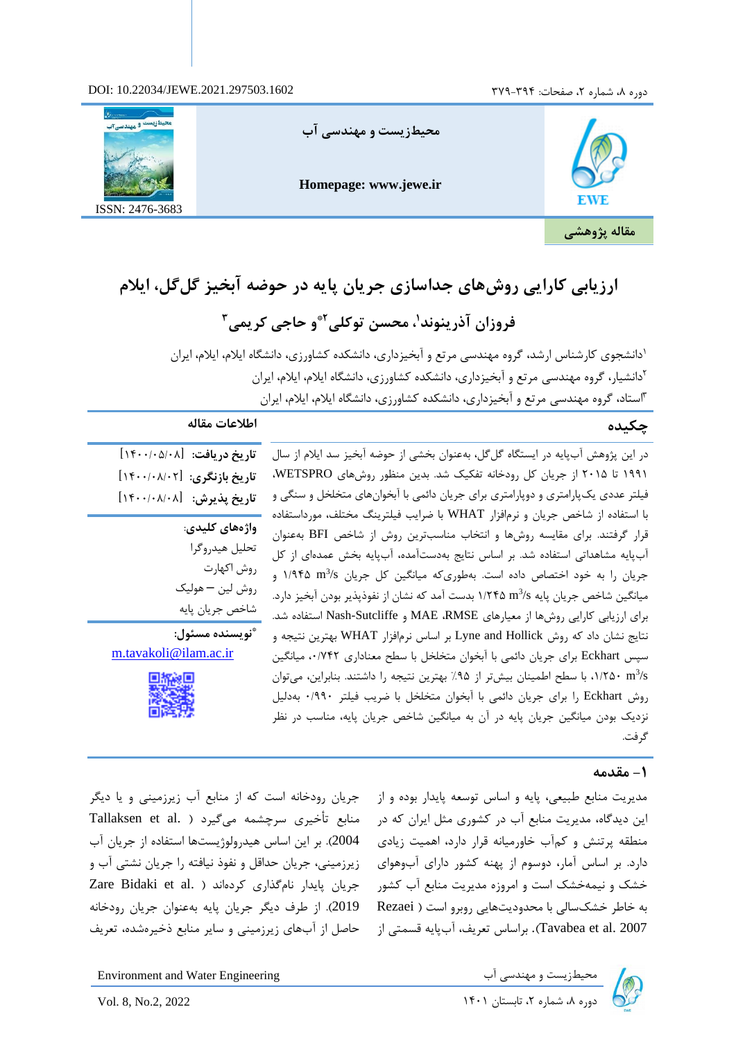DOI: 10.22034/JEWE.2021.297503.1602

**مقاله پژوهشی**

# ارزیابی کارایی روش‌های جداسازی جریان پایه در حوضه آبخیز گل‌گل، ایلام

## فروزان آذرینوند[1]، محسن توکلی[2]* و حاجی کریمی[3]

[1]دانشجوی کارشناس ارشد، گروه مهندسی مرتع و آبخیزداری، دانشکده کشاورزی، دانشگاه ایلام، ایلام، ایران

[2]دانشیار، گروه مهندسی مرتع و آبخیزداری، دانشکده کشاورزی، دانشگاه ایلام، ایلام، ایران

[3]استاد، گروه مهندسی مرتع و آبخیزداری، دانشکده کشاورزی، دانشگاه ایلام، ایلام، ایران

### چکیده

در این پژوهش آب‌پایه در ایستگاه گل‌گل، به‌عنوان بخشی از حوضه آبخیز سد ایلام از سال ۱۹۹۱ تا ۲۰۱۵ از جریان کل رودخانه تفکیک شد. بدین منظور روش‌های WETSPRO، فیلتر عددی یک‌پارامتری و دوپارامتری برای جریان دائمی با آبخوان‌های متخلخل و سنگی و با استفاده از شاخص جریان و نرم‌افزار WHAT با ضرایب فیلترینگ مختلف، مورداستفاده قرار گرفتند. برای مقایسه روش‌ها و انتخاب مناسب‌ترین روش از شاخص BFI به‌عنوان آب‌پایه مشاهداتی استفاده شد. بر اساس نتایج به‌دست‌آمده، آب‌پایه بخش عمده‌ای از کل جریان را به خود اختصاص داده است. به‌طوری‌که میانگین جریان کل $1/945\ m^3/s$ و میانگین شاخص جریان پایه $1/245\ m^3/s$ بدست آمد که نشان از نفوذپذیر بودن آبخیز دارد. برای ارزیابی کارایی روش‌ها از معیارهای RMSE، MAE و Nash-Sutcliffe استفاده شد. نتایج نشان داد که روش Lyne and Hollick بر اساس نرم‌افزار WHAT بهترین نتیجه و سپس Eckhart برای جریان دائمی با آبخوان متخلخل با سطح معناداری ۰/۷۴۲، میانگین $1/250\ m^3/s$، با سطح اطمینان بیش‌تر از ۹۵٪ بهترین نتیجه را داشتند. بنابراین، می‌توان روش Eckhart را برای جریان دائمی با آبخوان متخلخل با ضریب فیلتر ۰/۹۹۰ به‌دلیل نزدیک بودن میانگین جریان پایه در آن به میانگین شاخص جریان پایه، مناسب در نظر گرفت.

### اطلاعات مقاله

**تاریخ دریافت:** [۱۴۰۰/۰۵/۰۸]

**تاریخ بازنگری:** [۱۴۰۰/۰۸/۰۲]

**تاریخ پذیرش:** [۱۴۰۰/۰۸/۰۸]

**واژه‌های کلیدی:**

تحلیل هیدروگرا

روش اکهارت

روش لین – هولیک

شاخص جریان پایه

***نویسنده مسئول:**

m.tavakoli@ilam.ac.ir

## ۱- مقدمه

مدیریت منابع طبیعی، پایه و اساس توسعه پایدار بوده و از این دیدگاه، مدیریت منابع آب در کشوری مثل ایران که در منطقه پرتنش و کم‌آب خاورمیانه قرار دارد، اهمیت زیادی دارد. بر اساس آمار، دوسوم از پهنه کشور دارای آب‌وهوای خشک و نیمه‌خشک است و امروزه مدیریت منابع آب کشور به خاطر خشک‌سالی با محدودیت‌هایی روبرو است (Rezaei Tavabea et al. 2007). براساس تعریف، آب‌پایه قسمتی از جریان رودخانه است که از منابع آب زیرزمینی و یا دیگر منابع تأخیری سرچشمه می‌گیرد (Tallaksen et al. 2004). بر این اساس هیدرولوژیست‌ها استفاده از جریان آب زیرزمینی، جریان حداقل و نفوذ نیافته را جریان نشتی آب و جریان پایدار نامگذاری کرده‌اند (Zare Bidaki et al. 2019). از طرف دیگر جریان پایه به‌عنوان جریان رودخانه حاصل از آب‌های زیرزمینی و سایر منابع ذخیره‌شده، تعریف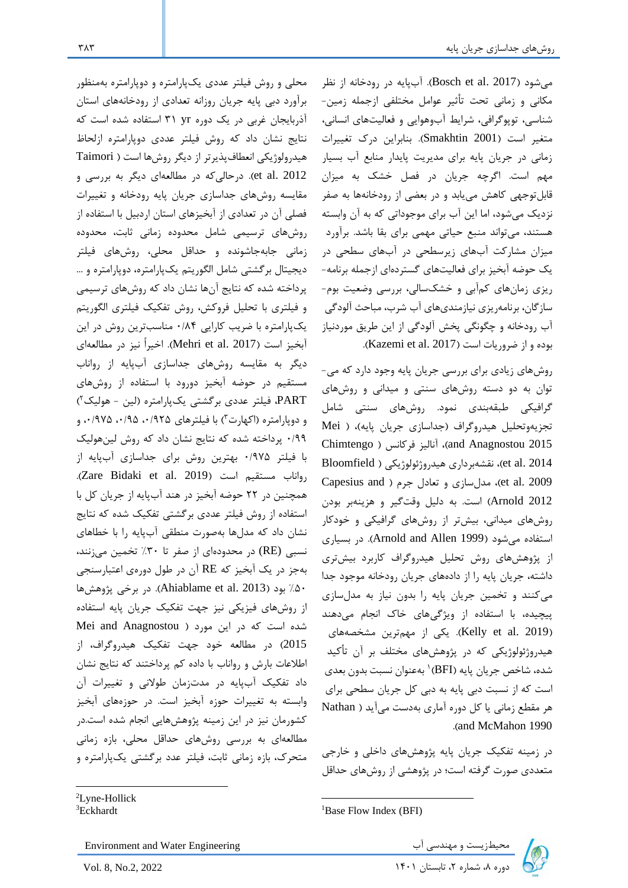می‌شود (Bosch et al. 2017). آب‌پایه در رودخانه از نظر مکانی و زمانی تحت تأثیر عوامل مختلفی ازجمله زمین‌شناسی، توپوگرافی، شرایط آب‌وهوایی و فعالیت‌های انسانی، متغیر است (Smakhtin 2001). بنابراین درک تغییرات زمانی در جریان پایه برای مدیریت پایدار منابع آب بسیار مهم است. اگرچه جریان در فصل خشک به میزان قابل‌توجهی کاهش می‌یابد و در بعضی از رودخانه‌ها به صفر نزدیک می‌شود، اما این آب برای موجوداتی که به آن وابسته هستند، می‌تواند منبع حیاتی مهمی برای بقا باشد. برآورد میزان مشارکت آب‌های زیرسطحی در آب‌های سطحی در یک حوضه آبخیز برای فعالیت‌های گسترده‌ای ازجمله برنامه‌ریزی زمان‌های کم‌آبی و خشک‌سالی، بررسی وضعیت بوم‌سازگان، برنامه‌ریزی نیازمندی‌های آب شرب، مباحث آلودگی آب رودخانه و چگونگی پخش آلودگی از این طریق موردنیاز بوده و از ضروریات است (Kazemi et al. 2017).

روش‌های زیادی برای بررسی جریان پایه وجود دارد که می‌توان به دو دسته روش‌های سنتی و میدانی و روش‌های گرافیکی طبقه‌بندی نمود. روش‌های سنتی شامل تجزیه‌وتحلیل هیدروگراف (جداسازی جریان پایه)، (Mei and Anagnostou 2015)، آنالیز فرکانس (Chimtengo et al. 2014)، نقشه‌برداری هیدروژئولوژیکی (Bloomfield et al. 2009)، مدل‌سازی و تعادل جرم (Capesius and Arnold 2012) است. به دلیل وقت‌گیر و هزینه‌بر بودن روش‌های میدانی، بیش‌تر از روش‌های گرافیکی و خودکار استفاده می‌شود (Arnold and Allen 1999). در بسیاری از پژوهش‌های روش تحلیل هیدروگراف کاربرد بیش‌تری داشته، جریان پایه را از داده‌های جریان رودخانه موجود جدا می‌کنند و تخمین جریان پایه را بدون نیاز به مدل‌سازی پیچیده، با استفاده از ویژگی‌های خاک انجام می‌دهند (Kelly et al. 2019). یکی از مهم‌ترین مشخصه‌های هیدروژئولوژیکی که در پژوهش‌های مختلف بر آن تأکید شده، شاخص جریان پایه (BFI[1]) به‌عنوان نسبت بدون بعدی است که از نسبت دبی پایه به دبی کل جریان سطحی برای هر مقطع زمانی یا کل دوره آماری به‌دست می‌آید (Nathan and McMahon 1990).

در زمینه تفکیک جریان پایه پژوهش‌های داخلی و خارجی متعددی صورت گرفته است؛ در پژوهشی از روش‌های حداقل محلی و روش فیلتر عددی یک‌پارامتره و دوپارامتره به‌منظور برآورد دبی پایه جریان روزانه تعدادی از رودخانه‌های استان آذربایجان غربی در یک دوره 31 yr استفاده شده است که نتایج نشان داد که روش فیلتر عددی دوپارامتره ازلحاظ هیدرولوژیکی انعطاف‌پذیرتر از دیگر روش‌ها است (Taimori et al. 2012). درحالی‌که در مطالعه‌ای دیگر به بررسی و مقایسه روش‌های جداسازی جریان پایه رودخانه و تغییرات فصلی آن در تعدادی از آبخیزهای استان اردبیل با استفاده از روش‌های ترسیمی شامل محدوده زمانی ثابت، محدوده زمانی جابه‌جاشونده و حداقل محلی، روش‌های فیلتر دیجیتال برگشتی شامل الگوریتم یک‌پارامتره، دوپارامتره و ... پرداخته شده که نتایج آن‌ها نشان داد که روش‌های ترسیمی و فیلتری با تحلیل فروکش، روش تفکیک فیلتری الگوریتم یک‌پارامتره با ضریب کارایی ۰/۸۴ مناسب‌ترین روش در این آبخیز است (Mehri et al. 2017). اخیراً نیز در مطالعه‌ای دیگر به مقایسه روش‌های جداسازی آب‌پایه از رواناب مستقیم در حوضه آبخیز دورود با استفاده از روش‌های PART، فیلتر عددی برگشتی یک‌پارامتره (لین - هولیک[2]) و دوپارامتره (اکهارت[3]) با فیلترهای ۰/۹۲۵، ۰/۹۵، ۰/۹۷۵ و ۰/۹۹ پرداخته شده که نتایج نشان داد که روش لین‌هولیک با فیلتر ۰/۹۷۵ بهترین روش برای جداسازی آب‌پایه از رواناب مستقیم است (Zare Bidaki et al. 2019). همچنین در ۲۲ حوضه آبخیز در هند آب‌پایه از جریان کل با استفاده از روش فیلتر عددی برگشتی تفکیک شده که نتایج نشان داد که مدل‌ها به‌صورت منطقی آب‌پایه را با خطاهای نسبی (RE) در محدوده‌ای از صفر تا ۳۰٪ تخمین می‌زنند، به‌جز در یک آبخیز که RE آن در طول دوره‌ی اعتبارسنجی ۵۰٪ بود (Ahiablame et al. 2013). در برخی پژوهش‌ها از روش‌های فیزیکی نیز جهت تفکیک جریان پایه استفاده شده است که در این مورد (Mei and Anagnostou 2015) در مطالعه خود جهت تفکیک هیدروگراف، از اطلاعات بارش و رواناب با داده کم پرداختند که نتایج نشان داد تفکیک آب‌پایه در مدت‌زمان طولانی و تغییرات آن وابسته به تغییرات حوزه آبخیز است. در حوزه‌های آبخیز کشورمان نیز در این زمینه پژوهش‌هایی انجام شده است.در مطالعه‌ای به بررسی روش‌های حداقل محلی، بازه زمانی متحرک، بازه زمانی ثابت، فیلتر عدد برگشتی یک‌پارامتره و

---

[1] Base Flow Index (BFI)

[2] Lyne-Hollick

[3] Eckhardt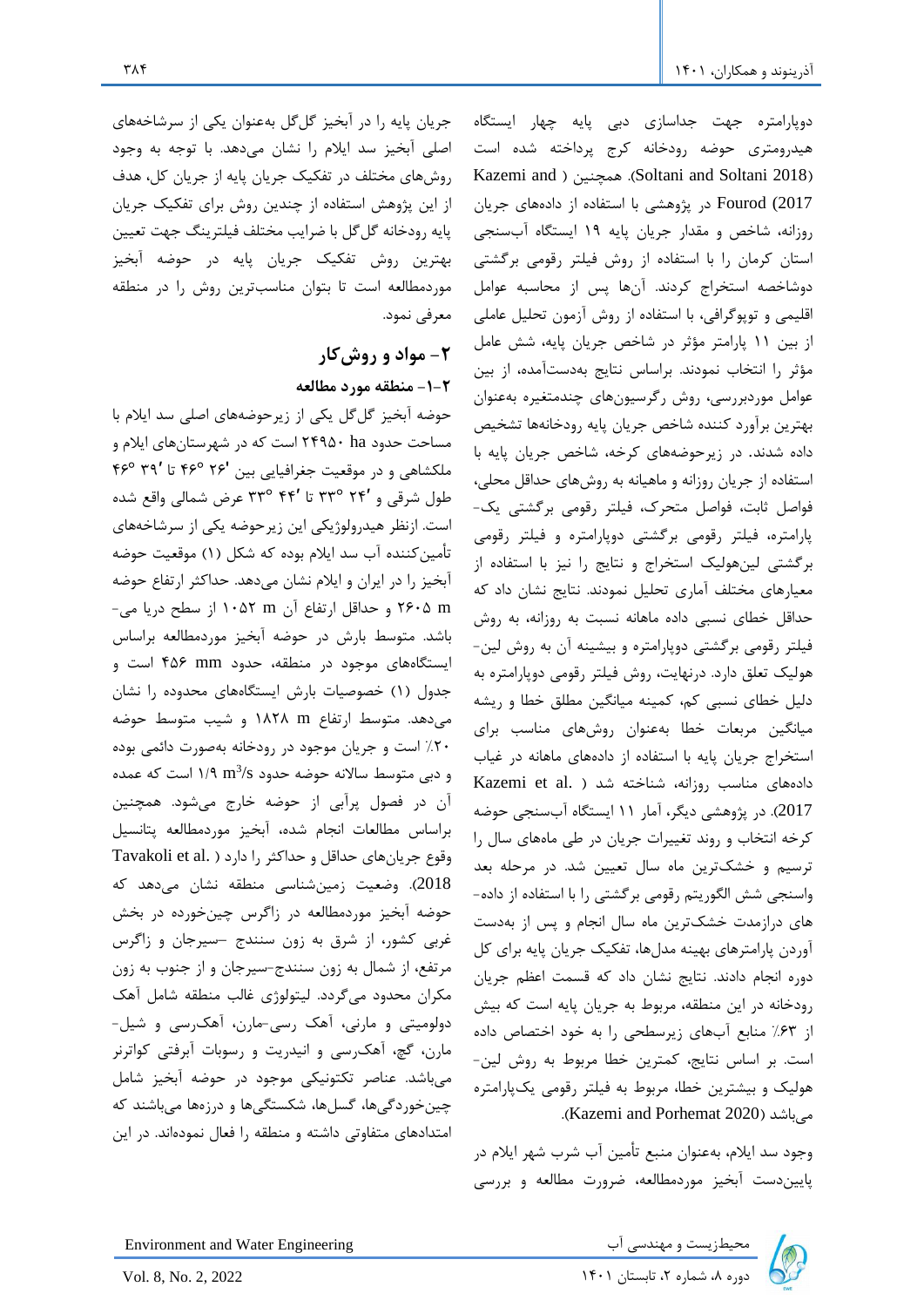دوپارامتره جهت جداسازی دبی پایه چهار ایستگاه هیدرومتری حوضه رودخانه کرج پرداخته شده است (Soltani and Soltani 2018). همچنین ( Kazemi and Fourod (2017 در پژوهشی با استفاده از داده‌های جریان روزانه، شاخص و مقدار جریان پایه ۱۹ ایستگاه آب‌سنجی استان کرمان را با استفاده از روش فیلتر رقومی برگشتی دوشاخصه استخراج کردند. آن‌ها پس از محاسبه عوامل اقلیمی و توپوگرافی، با استفاده از روش آزمون تحلیل عاملی از بین ۱۱ پارامتر مؤثر در شاخص جریان پایه، شش عامل مؤثر را انتخاب نمودند. براساس نتایج به‌دست‌آمده، از بین عوامل موردبررسی، روش رگرسیون‌های چندمتغیره به‌عنوان بهترین برآورد کننده شاخص جریان پایه رودخانه‌ها تشخیص داده شدند. در زیرحوضه‌های کرخه، شاخص جریان پایه با استفاده از جریان روزانه و ماهیانه به روش‌های حداقل محلی، فواصل ثابت، فواصل متحرک، فیلتر رقومی برگشتی یک-پارامتره، فیلتر رقومی برگشتی دوپارامتره و فیلتر رقومی برگشتی لین‌هولیک استخراج و نتایج را نیز با استفاده از معیارهای مختلف آماری تحلیل نمودند. نتایج نشان داد که حداقل خطای نسبی داده ماهانه نسبت به روزانه، به روش فیلتر رقومی برگشتی دوپارامتره و بیشینه آن به روش لین-هولیک تعلق دارد. درنهایت، روش فیلتر رقومی دوپارامتره به دلیل خطای نسبی کم، کمینه میانگین مطلق خطا و ریشه میانگین مربعات خطا به‌عنوان روش‌های مناسب برای استخراج جریان پایه با استفاده از داده‌های ماهانه در غیاب داده‌های مناسب روزانه، شناخته شد ( .Kazemi et al 2017). در پژوهشی دیگر، آمار ۱۱ ایستگاه آب‌سنجی حوضه کرخه انتخاب و روند تغییرات جریان در طی ماه‌های سال را ترسیم و خشک‌ترین ماه سال تعیین شد. در مرحله بعد واسنجی شش الگوریتم رقومی برگشتی را با استفاده از داده-های درازمدت خشک‌ترین ماه سال انجام و پس از به‌دست آوردن پارامترهای بهینه مدل‌ها، تفکیک جریان پایه برای کل دوره انجام دادند. نتایج نشان داد که قسمت اعظم جریان رودخانه در این منطقه، مربوط به جریان پایه است که بیش از ۶۳٪ منابع آب‌های زیرسطحی را به خود اختصاص داده است. بر اساس نتایج، کمترین خطا مربوط به روش لین-هولیک و بیشترین خطا، مربوط به فیلتر رقومی یک‌پارامتره می‌باشد (Kazemi and Porhemat 2020).

وجود سد ایلام، به‌عنوان منبع تأمین آب شرب شهر ایلام در پایین‌دست آبخیز موردمطالعه، ضرورت مطالعه و بررسی جریان پایه را در آبخیز گل‌گل به‌عنوان یکی از سرشاخه‌های اصلی آبخیز سد ایلام را نشان می‌دهد. با توجه به وجود روش‌های مختلف در تفکیک جریان پایه از جریان کل، هدف از این پژوهش استفاده از چندین روش برای تفکیک جریان پایه رودخانه گل‌گل با ضرایب مختلف فیلترینگ جهت تعیین بهترین روش تفکیک جریان پایه در حوضه آبخیز موردمطالعه است تا بتوان مناسب‌ترین روش را در منطقه معرفی نمود.

## ۲- مواد و روش‌کار

### ۲-۱- منطقه مورد مطالعه

حوضه آبخیز گل‌گل یکی از زیرحوضه‌های اصلی سد ایلام با مساحت حدود ha ۲۴۹۵۰ است که در شهرستان‌های ایلام و ملکشاهی و در موقعیت جغرافیایی بین '۲۶ °۴۶ تا '۳۹ °۴۶ طول شرقی و '۲۴ °۳۳ تا '۴۴ °۳۳ عرض شمالی واقع شده است. ازنظر هیدرولوژیکی این زیرحوضه یکی از سرشاخه‌های تأمین‌کننده آب سد ایلام بوده که شکل (۱) موقعیت حوضه آبخیز را در ایران و ایلام نشان می‌دهد. حداکثر ارتفاع حوضه m ۲۶۰۵ و حداقل ارتفاع آن m ۱۰۵۲ از سطح دریا می-باشد. متوسط بارش در حوضه آبخیز موردمطالعه براساس ایستگاه‌های موجود در منطقه، حدود mm ۴۵۶ است و جدول (۱) خصوصیات بارش ایستگاه‌های محدوده را نشان می‌دهد. متوسط ارتفاع m ۱۸۲۸ و شیب متوسط حوضه ۲۰٪ است و جریان موجود در رودخانه به‌صورت دائمی بوده و دبی متوسط سالانه حوضه حدود ۱/۹ $m^3/s$ است که عمده آن در فصول پرآبی از حوضه خارج می‌شود. همچنین براساس مطالعات انجام شده، آبخیز موردمطالعه پتانسیل وقوع جریان‌های حداقل و حداکثر را دارد ( .Tavakoli et al 2018). وضعیت زمین‌شناسی منطقه نشان می‌دهد که حوضه آبخیز موردمطالعه در زاگرس چین‌خورده در بخش غربی کشور، از شرق به زون سنندج –سیرجان و زاگرس مرتفع، از شمال به زون سنندج-سیرجان و از جنوب به زون مکران محدود می‌گردد. لیتولوژی غالب منطقه شامل آهک دولومیتی و مارنی، آهک رسی-مارن، آهک‌رسی و شیل-مارن، گچ، آهک‌رسی و انیدریت و رسوبات آبرفتی کواترنر می‌باشد. عناصر تکتونیکی موجود در حوضه آبخیز شامل چین‌خوردگی‌ها، گسل‌ها، شکستگی‌ها و درزها می‌باشند که امتدادهای متفاوتی داشته و منطقه را فعال نموده‌اند. در این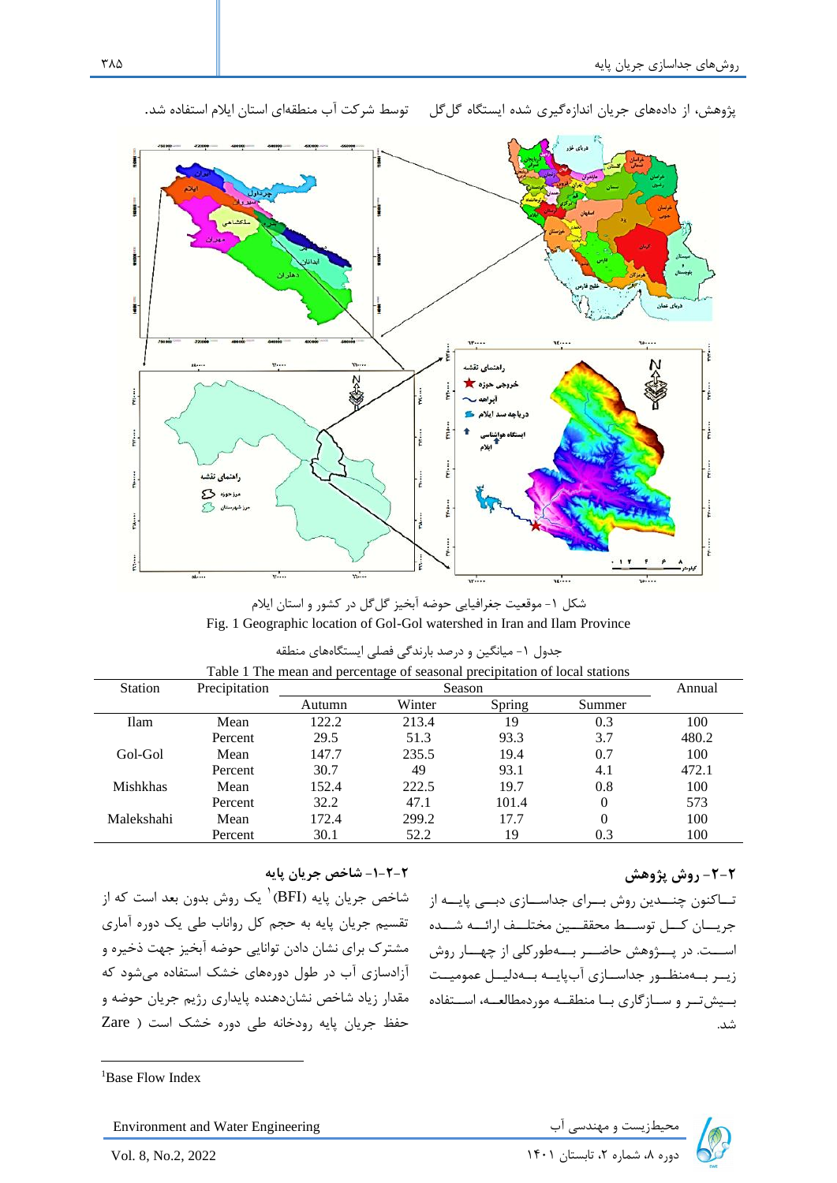پژوهش، از داده‌های جریان اندازه‌گیری شده ایستگاه گل‌گل توسط شرکت آب منطقه‌ای استان ایلام استفاده شد.

شکل ۱- موقعیت جغرافیایی حوضه آبخیز گل‌گل در کشور و استان ایلام

Fig. 1 Geographic location of Gol-Gol watershed in Iran and Ilam Province

جدول ۱- میانگین و درصد بارندگی فصلی ایستگاه‌های منطقه

Table 1 The mean and percentage of seasonal precipitation of local stations

| Station | Precipitation | Season | | | | Annual |
|---|---|---|---|---|---|---|
| | | Autumn | Winter | Spring | Summer | |
| Ilam | Mean | 122.2 | 213.4 | 19 | 0.3 | 100 |
| | Percent | 29.5 | 51.3 | 93.3 | 3.7 | 480.2 |
| Gol-Gol | Mean | 147.7 | 235.5 | 19.4 | 0.7 | 100 |
| | Percent | 30.7 | 49 | 93.1 | 4.1 | 472.1 |
| Mishkhas | Mean | 152.4 | 222.5 | 19.7 | 0.8 | 100 |
| | Percent | 32.2 | 47.1 | 101.4 | 0 | 573 |
| Malekshahi | Mean | 172.4 | 299.2 | 17.7 | 0 | 100 |
| | Percent | 30.1 | 52.2 | 19 | 0.3 | 100 |

## ۲-۲- روش پژوهش

تاکنون چندین روش برای جداسازی دبی پایه از جریان کل توسط محققین مختلف ارائه شده است. در پژوهش حاضر به‌طورکلی از چهار روش زیر به‌منظور جداسازی آب‌پایه به‌دلیل عمومیت بیش‌تر و سازگاری با منطقه موردمطالعه، استفاده شد.

### ۲-۲-۱- شاخص جریان پایه

شاخص جریان پایه (BFI)[1] یک روش بدون بعد است که از تقسیم جریان پایه به حجم کل رواناب طی یک دوره آماری مشترک برای نشان دادن توانایی حوضه آبخیز جهت ذخیره و آزادسازی آب در طول دوره‌های خشک استفاده می‌شود که مقدار زیاد شاخص نشان‌دهنده پایداری رژیم جریان حوضه و حفظ جریان پایه رودخانه طی دوره خشک است ( Zare

---

[1]Base Flow Index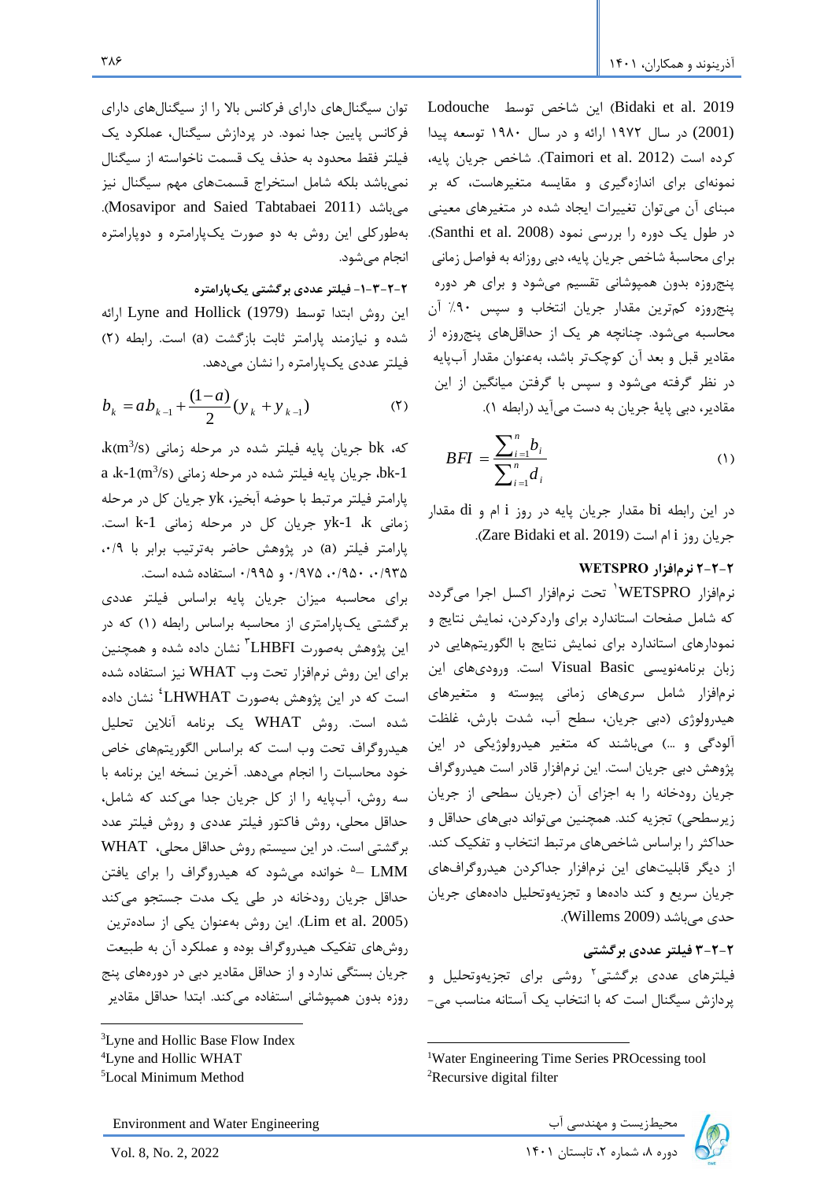Lodouche این شاخص توسط (Bidaki et al. 2019 (2001) در سال ۱۹۷۲ ارائه و در سال ۱۹۸۰ توسعه پیدا کرده است (Taimori et al. 2012). شاخص جریان پایه، نمونه‌ای برای اندازه‌گیری و مقایسه متغیرهاست، که بر مبنای آن می‌توان تغییرات ایجاد شده در متغیرهای معینی در طول یک دوره را بررسی نمود (Santhi et al. 2008). برای محاسبهٔ شاخص جریان پایه، دبی روزانه به فواصل زمانی پنج‌روزه بدون همپوشانی تقسیم می‌شود و برای هر دوره پنج‌روزه کم‌ترین مقدار جریان انتخاب و سپس ۹۰٪ آن محاسبه می‌شود. چنانچه هر یک از حداقل‌های پنج‌روزه از مقادیر قبل و بعد آن کوچک‌تر باشد، به‌عنوان مقدار آب‌پایه در نظر گرفته می‌شود و سپس با گرفتن میانگین از این مقادیر، دبی پایهٔ جریان به دست می‌آید (رابطه ۱).

$$BFI = \frac{\sum_{i=1}^{n} b_i}{\sum_{i=1}^{n} d_i} \qquad (۱)$$

در این رابطه bi مقدار جریان پایه در روز i ام و di مقدار جریان روز i ام است (Zare Bidaki et al. 2019).

### ۲-۲- نرم‌افزار WETSPRO

نرم‌افزار WETSPRO[1] تحت نرم‌افزار اکسل اجرا می‌گردد که شامل صفحات استاندارد برای واردکردن، نمایش نتایج و نمودارهای استاندارد برای نمایش نتایج با الگوریتم‌هایی در زبان برنامه‌نویسی Visual Basic است. ورودی‌های این نرم‌افزار شامل سری‌های زمانی پیوسته و متغیرهای هیدرولوژی (دبی جریان، سطح آب، شدت بارش، غلظت آلودگی و ...) می‌باشند که متغیر هیدرولوژیکی در این پژوهش دبی جریان است. این نرم‌افزار قادر است هیدروگراف جریان رودخانه را به اجزای آن (جریان سطحی و جریان زیرسطحی) تجزیه کند. همچنین می‌تواند دبی‌های حداقل و حداکثر را براساس شاخص‌های مرتبط انتخاب و تفکیک کند. از دیگر قابلیت‌های این نرم‌افزار جداکردن هیدروگراف‌های جریان سریع و کند داده‌ها و تجزیه‌وتحلیل داده‌های جریان حدی می‌باشد (Willems 2009).

### ۲-۳- فیلتر عددی برگشتی

فیلترهای عددی برگشتی[2] روشی برای تجزیه‌وتحلیل و پردازش سیگنال است که با انتخاب یک آستانه مناسب می‌توان سیگنال‌های دارای فرکانس بالا را از سیگنال‌های دارای فرکانس پایین جدا نمود. در پردازش سیگنال، عملکرد یک فیلتر فقط محدود به حذف یک قسمت ناخواسته از سیگنال نمی‌باشد بلکه شامل استخراج قسمت‌های مهم سیگنال نیز می‌باشد (Mosavipor and Saied Tabtabaei 2011). به‌طورکلی این روش به دو صورت یک‌پارامتره و دوپارامتره انجام می‌شود.

#### ۲-۳-۱- فیلتر عددی برگشتی یک‌پارامتره

این روش ابتدا توسط Lyne and Hollick (1979) ارائه شده و نیازمند پارامتر ثابت بازگشت (a) است. رابطه (۲) فیلتر عددی یک‌پارامتره را نشان می‌دهد.

$$b_k = ab_{k-1} + \frac{(1-a)}{2}(y_k + y_{k-1}) \qquad (۲)$$

که، bk جریان پایه فیلتر شده در مرحله زمانی $k(m^3/s)$، bk-1 جریان پایه فیلتر شده در مرحله زمانی $k\text{-}1(m^3/s)$، a پارامتر فیلتر مرتبط با حوضه آبخیز، yk جریان کل در مرحله زمانی k، yk-1 جریان کل در مرحله زمانی k-1 است. پارامتر فیلتر (a) در پژوهش حاضر به‌ترتیب برابر با ۰/۹، ۰/۹۳۵، ۰/۹۵۰، ۰/۹۷۵ و ۰/۹۹۵ استفاده شده است.

برای محاسبه میزان جریان پایه براساس فیلتر عددی برگشتی یک‌پارامتری از محاسبه براساس رابطه (۱) که در این پژوهش به‌صورت LHBFI[3] نشان داده شده و همچنین برای این روش نرم‌افزار تحت وب WHAT نیز استفاده شده است که در این پژوهش به‌صورت LHWHAT[4] نشان داده شده است. روش WHAT یک برنامه آنلاین تحلیل هیدروگراف تحت وب است که براساس الگوریتم‌های خاص خود محاسبات را انجام می‌دهد. آخرین نسخه این برنامه با سه روش، آب‌پایه را از کل جریان جدا می‌کند که شامل، حداقل محلی، روش فاکتور فیلتر عددی و روش فیلتر عدد برگشتی است. در این سیستم روش حداقل محلی، WHAT LMM –[5] خوانده می‌شود که هیدروگراف را برای یافتن حداقل جریان رودخانه در طی یک مدت جستجو می‌کند (Lim et al. 2005). این روش به‌عنوان یکی از ساده‌ترین روش‌های تفکیک هیدروگراف بوده و عملکرد آن به طبیعت جریان بستگی ندارد و از حداقل مقادیر دبی در دوره‌های پنج روزه بدون همپوشانی استفاده می‌کند. ابتدا حداقل مقادیر

---

[1] Water Engineering Time Series PROcessing tool
[2] Recursive digital filter
[3] Lyne and Hollic Base Flow Index
[4] Lyne and Hollic WHAT
[5] Local Minimum Method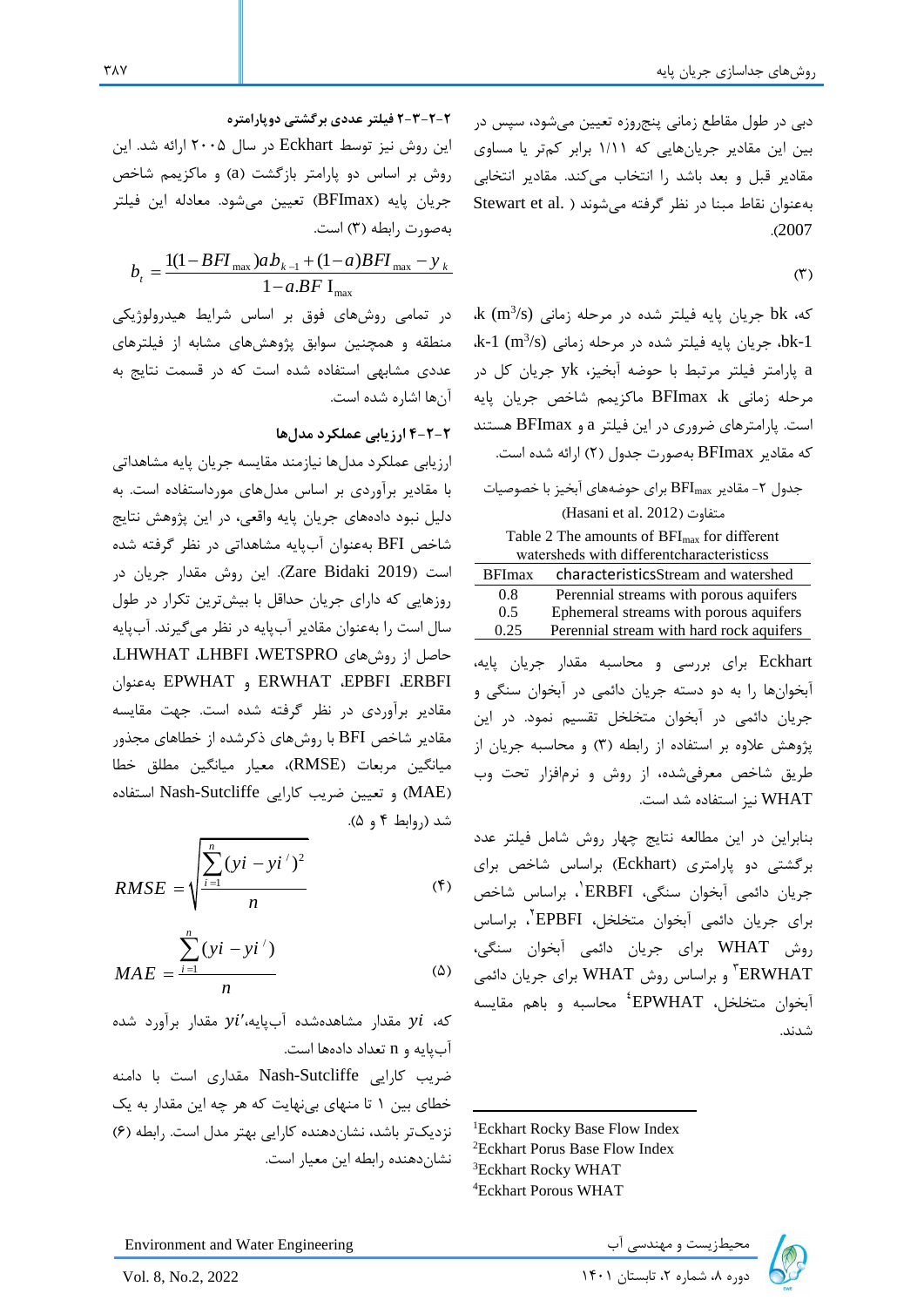دبی در طول مقاطع زمانی پنج‌روزه تعیین می‌شود، سپس در بین این مقادیر جریان‌هایی که ۱/۱۱ برابر کم‌تر یا مساوی مقادیر قبل و بعد باشد را انتخاب می‌کند. مقادیر انتخابی به‌عنوان نقاط مبنا در نظر گرفته می‌شوند (Stewart et al. 2007).

(۳)

که، bk جریان پایه فیلتر شده در مرحله زمانی k ($m^3/s$)، bk-1 جریان پایه فیلتر شده در مرحله زمانی k-1 ($m^3/s$)، a پارامتر فیلتر مرتبط با حوضه آبخیز، yk جریان کل در مرحله زمانی k، BFImax ماکزیمم شاخص جریان پایه است. پارامترهای ضروری در این فیلتر a و BFImax هستند که مقادیر BFImax به‌صورت جدول (۲) ارائه شده است.

جدول ۲- مقادیر $BFI_{max}$ برای حوضه‌های آبخیز با خصوصیات متفاوت (Hasani et al. 2012)

Table 2 The amounts of $BFI_{max}$ for different watersheds with differentcharacteristicss

| BFImax | characteristicsStream and watershed |
|---|---|
| 0.8 | Perennial streams with porous aquifers |
| 0.5 | Ephemeral streams with porous aquifers |
| 0.25 | Perennial stream with hard rock aquifers |

Eckhart برای بررسی و محاسبه مقدار جریان پایه، آبخوان‌ها را به دو دسته جریان دائمی در آبخوان سنگی و جریان دائمی در آبخوان متخلخل تقسیم نمود. در این پژوهش علاوه بر استفاده از رابطه (۳) و محاسبه جریان از طریق شاخص معرفی‌شده، از روش و نرم‌افزار تحت وب WHAT نیز استفاده شد است.

بنابراین در این مطالعه نتایج چهار روش شامل فیلتر عدد برگشتی دو پارامتری (Eckhart) براساس شاخص برای جریان دائمی آبخوان سنگی، ERBFI[1]، براساس شاخص برای جریان دائمی آبخوان متخلخل، EPBFI[2]، براساس روش WHAT برای جریان دائمی آبخوان سنگی، ERWHAT[3] و براساس روش WHAT برای جریان دائمی آبخوان متخلخل، EPWHAT[4] محاسبه و باهم مقایسه شدند.

### ۲-۲-۳-۲ فیلتر عددی برگشتی دوپارامتره

این روش نیز توسط Eckhart در سال ۲۰۰۵ ارائه شد. این روش بر اساس دو پارامتر بازگشت (a) و ماکزیمم شاخص جریان پایه (BFImax) تعیین می‌شود. معادله این فیلتر به‌صورت رابطه (۳) است.

$$b_t = \frac{1(1-BFI_{max})a.b_{k-1} + (1-a)BFI_{max} - y_k}{1-a.BFI_{max}}$$

در تمامی روش‌های فوق بر اساس شرایط هیدرولوژیکی منطقه و همچنین سوابق پژوهش‌های مشابه از فیلترهای عددی مشابهی استفاده شده است که در قسمت نتایج به آن‌ها اشاره شده است.

### ۲-۲-۴ ارزیابی عملکرد مدل‌ها

ارزیابی عملکرد مدل‌ها نیازمند مقایسه جریان پایه مشاهداتی با مقادیر برآوردی بر اساس مدل‌های مورداستفاده است. به دلیل نبود داده‌های جریان پایه واقعی، در این پژوهش نتایج شاخص BFI به‌عنوان آب‌پایه مشاهداتی در نظر گرفته شده است (Zare Bidaki 2019). این روش مقدار جریان در روزهایی که دارای جریان حداقل با بیش‌ترین تکرار در طول سال است را به‌عنوان مقادیر آب‌پایه در نظر می‌گیرند. آب‌پایه حاصل از روش‌های WETSPRO، LHBFI، LHWHAT، ERBFI، EPBFI، ERWHAT و EPWHAT به‌عنوان مقادیر برآوردی در نظر گرفته شده است. جهت مقایسه مقادیر شاخص BFI با روش‌های ذکرشده از خطاهای مجذور میانگین مربعات (RMSE)، معیار میانگین مطلق خطا (MAE) و تعیین ضریب کارایی Nash-Sutcliffe استفاده شد (روابط ۴ و ۵).

$$RMSE = \sqrt{\frac{\sum_{i=1}^{n}(yi - yi')^2}{n}} \qquad (۴)$$

$$MAE = \frac{\sum_{i=1}^{n}(yi - yi')}{n} \qquad (۵)$$

که، $yi$ مقدار مشاهده‌شده آب‌پایه، $yi'$ مقدار برآورد شده آب‌پایه و n تعداد داده‌ها است.

ضریب کارایی Nash-Sutcliffe مقداری است با دامنه خطای بین ۱ تا منهای بی‌نهایت که هر چه این مقدار به یک نزدیک‌تر باشد، نشان‌دهنده کارایی بهتر مدل است. رابطه (۶) نشان‌دهنده رابطه این معیار است.

---

[1] Eckhart Rocky Base Flow Index
[2] Eckhart Porus Base Flow Index
[3] Eckhart Rocky WHAT
[4] Eckhart Porous WHAT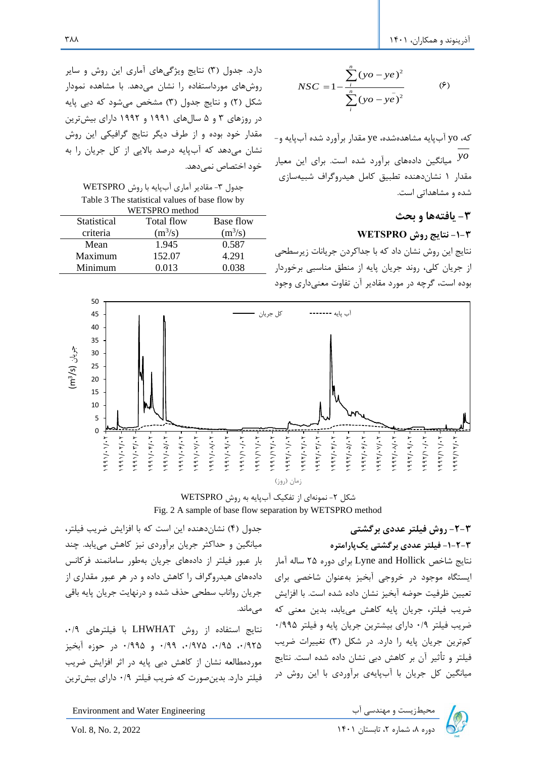$$NSC = 1 - \frac{\sum_{i}^{n}(yo - ye)^2}{\sum_{i}^{n}(yo - \bar{ye})^2} \qquad (۶)$$

که، yo آب‌پایه مشاهده‌شده، ye مقدار برآورد شده آب‌پایه و $\overline{yo}$ میانگین داده‌های برآورد شده است. برای این معیار مقدار ۱ نشان‌دهنده تطبیق کامل هیدروگراف شبیه‌سازی شده و مشاهداتی است.

## ۳- یافته‌ها و بحث

### ۳-۱- نتایج روش WETSPRO

نتایج این روش نشان داد که با جداکردن جریانات زیرسطحی از جریان کلی، روند جریان پایه از منطق مناسبی برخوردار بوده است، گرچه در مورد مقادیر آن تفاوت معنی‌داری وجود دارد. جدول (۳) نتایج ویژگی‌های آماری این روش و سایر روش‌های مورداستفاده را نشان می‌دهد. با مشاهده نمودار شکل (۲) و نتایج جدول (۳) مشخص می‌شود که دبی پایه در روزهای ۳ و ۵ سال‌های ۱۹۹۱ و ۱۹۹۲ دارای بیش‌ترین مقدار خود بوده و از طرف دیگر نتایج گرافیکی این روش نشان می‌دهد که آب‌پایه درصد بالایی از کل جریان را به خود اختصاص نمی‌دهد.

جدول ۳- مقادیر آماری آب‌پایه با روش WETSPRO

Table 3 The statistical values of base flow by WETSPRO method

| Statistical criteria | Total flow ($m^3/s$) | Base flow ($m^3/s$) |
|---|---|---|
| Mean | 1.945 | 0.587 |
| Maximum | 152.07 | 4.291 |
| Minimum | 0.013 | 0.038 |

شکل ۲- نمونه‌ای از تفکیک آب‌پایه به روش WETSPRO

Fig. 2 A sample of base flow separation by WETSPRO method

### ۳-۲- روش فیلتر عددی برگشتی

#### ۳-۲-۱- فیلتر عددی برگشتی یک‌پارامتره

نتایج شاخص Lyne and Hollick برای دوره ۲۵ ساله آمار ایستگاه موجود در خروجی آبخیز به‌عنوان شاخصی برای تعیین ظرفیت حوضه آبخیز نشان داده شده است. با افزایش ضریب فیلتر، جریان پایه کاهش می‌یابد، بدین معنی که ضریب فیلتر ۰/۹ دارای بیشترین جریان پایه و فیلتر ۰/۹۹۵ کم‌ترین جریان پایه را دارد. در شکل (۳) تغییرات ضریب فیلتر و تأثیر آن بر کاهش دبی نشان داده شده است. نتایج میانگین کل جریان با آب‌پایه‌ی برآوردی با این روش در جدول (۴) نشان‌دهنده این است که با افزایش ضریب فیلتر، میانگین و حداکثر جریان برآوردی نیز کاهش می‌یابد. چند بار عبور فیلتر از داده‌های جریان به‌طور سامانمند فرکانس داده‌های هیدروگراف را کاهش داده و در هر عبور مقداری از جریان رواناب سطحی حذف شده و درنهایت جریان پایه باقی می‌ماند.

نتایج استفاده از روش LHWHAT با فیلترهای ۰/۹، ۰/۹۲۵، ۰/۹۵، ۰/۹۷۵، ۰/۹۹ و ۰/۹۹۵ در حوزه آبخیز موردمطالعه نشان از کاهش دبی پایه در اثر افزایش ضریب فیلتر دارد. بدین‌صورت که ضریب فیلتر ۰/۹ دارای بیش‌ترین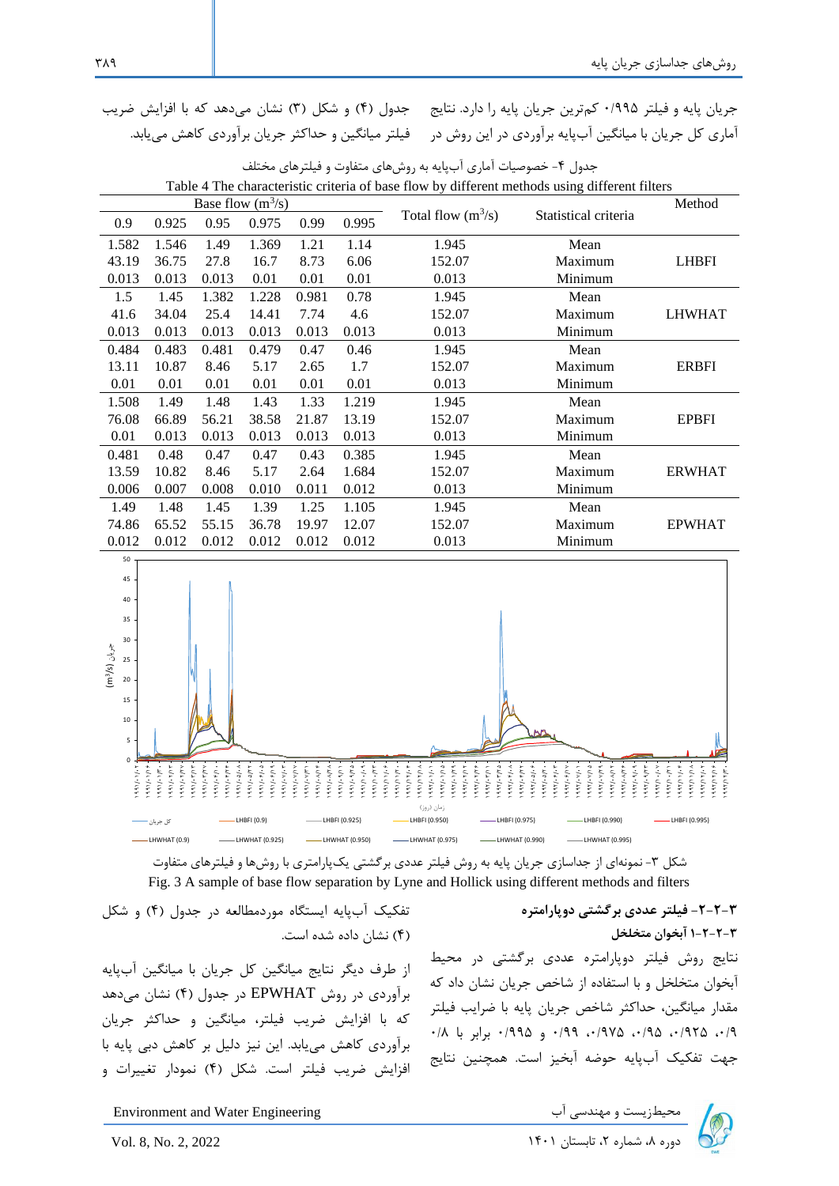جریان پایه و فیلتر ۰/۹۹۵ کم‌ترین جریان پایه را دارد. نتایج آماری کل جریان با میانگین آب‌پایه برآوردی در این روش در جدول (۴) و شکل (۳) نشان می‌دهد که با افزایش ضریب فیلتر میانگین و حداکثر جریان برآوردی کاهش می‌یابد.

جدول ۴- خصوصیات آماری آب‌پایه به روش‌های متفاوت و فیلترهای مختلف

Table 4 The characteristic criteria of base flow by different methods using different filters

| Base flow ($m^3/s$) | | | | | | Total flow ($m^3/s$) | Statistical criteria | Method |
|---|---|---|---|---|---|---|---|---|
| 0.9 | 0.925 | 0.95 | 0.975 | 0.99 | 0.995 | | | |
| 1.582 | 1.546 | 1.49 | 1.369 | 1.21 | 1.14 | 1.945 | Mean | LHBFI |
| 43.19 | 36.75 | 27.8 | 16.7 | 8.73 | 6.06 | 152.07 | Maximum | |
| 0.013 | 0.013 | 0.013 | 0.01 | 0.01 | 0.01 | 0.013 | Minimum | |
| 1.5 | 1.45 | 1.382 | 1.228 | 0.981 | 0.78 | 1.945 | Mean | LHWHAT |
| 41.6 | 34.04 | 25.4 | 14.41 | 7.74 | 4.6 | 152.07 | Maximum | |
| 0.013 | 0.013 | 0.013 | 0.013 | 0.013 | 0.013 | 0.013 | Minimum | |
| 0.484 | 0.483 | 0.481 | 0.479 | 0.47 | 0.46 | 1.945 | Mean | ERBFI |
| 13.11 | 10.87 | 8.46 | 5.17 | 2.65 | 1.7 | 152.07 | Maximum | |
| 0.01 | 0.01 | 0.01 | 0.01 | 0.01 | 0.01 | 0.013 | Minimum | |
| 1.508 | 1.49 | 1.48 | 1.43 | 1.33 | 1.219 | 1.945 | Mean | EPBFI |
| 76.08 | 66.89 | 56.21 | 38.58 | 21.87 | 13.19 | 152.07 | Maximum | |
| 0.01 | 0.013 | 0.013 | 0.013 | 0.013 | 0.013 | 0.013 | Minimum | |
| 0.481 | 0.48 | 0.47 | 0.47 | 0.43 | 0.385 | 1.945 | Mean | ERWHAT |
| 13.59 | 10.82 | 8.46 | 5.17 | 2.64 | 1.684 | 152.07 | Maximum | |
| 0.006 | 0.007 | 0.008 | 0.010 | 0.011 | 0.012 | 0.013 | Minimum | |
| 1.49 | 1.48 | 1.45 | 1.39 | 1.25 | 1.105 | 1.945 | Mean | EPWHAT |
| 74.86 | 65.52 | 55.15 | 36.78 | 19.97 | 12.07 | 152.07 | Maximum | |
| 0.012 | 0.012 | 0.012 | 0.012 | 0.012 | 0.012 | 0.013 | Minimum | |

شکل ۳- نمونه‌ای از جداسازی جریان پایه به روش فیلتر عددی برگشتی یک‌پارامتری با روش‌ها و فیلترهای متفاوت

Fig. 3 A sample of base flow separation by Lyne and Hollick using different methods and filters

### ۳-۲-۲- فیلتر عددی برگشتی دوپارامتره

#### ۳-۲-۲-۱ آبخوان متخلخل

نتایج روش فیلتر دوپارامتره عددی برگشتی در محیط آبخوان متخلخل و با استفاده از شاخص جریان نشان داد که مقدار میانگین، حداکثر شاخص جریان پایه با ضرایب فیلتر ۰/۹، ۰/۹۲۵، ۰/۹۵، ۰/۹۷۵، ۰/۹۹ و ۰/۹۹۵ برابر با ۰/۸ جهت تفکیک آب‌پایه حوضه آبخیز است. همچنین نتایج تفکیک آب‌پایه ایستگاه موردمطالعه در جدول (۴) و شکل (۴) نشان داده شده است.

از طرف دیگر نتایج میانگین کل جریان با میانگین آب‌پایه برآوردی در روش EPWHAT در جدول (۴) نشان می‌دهد که با افزایش ضریب فیلتر، میانگین و حداکثر جریان برآوردی کاهش می‌یابد. این نیز دلیل بر کاهش دبی پایه با افزایش ضریب فیلتر است. شکل (۴) نمودار تغییرات و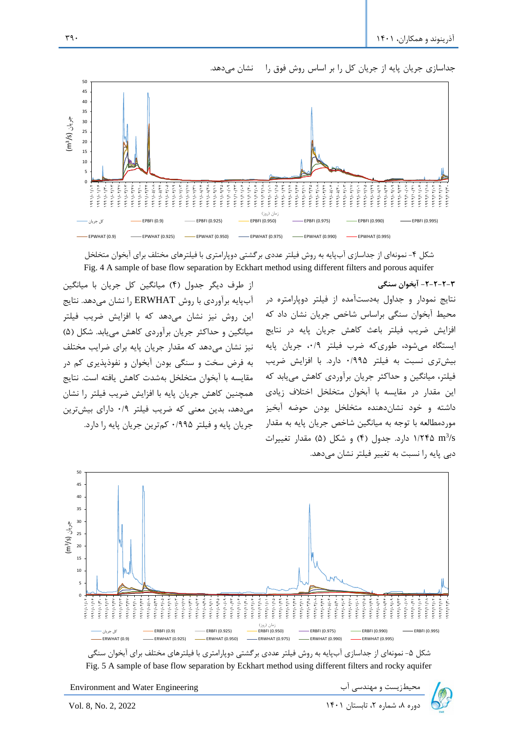جداسازی جریان پایه از جریان کل را بر اساس روش فوق را نشان می‌دهد.

شکل ۴- نمونه‌ای از جداسازی آب‌پایه به روش فیلتر عددی برگشتی دوپارامتری با فیلترهای مختلف برای آبخوان متخلخل

Fig. 4 A sample of base flow separation by Eckhart method using different filters and porous aquifer

### ۳-۲-۲-۲- آبخوان سنگی

نتایج نمودار و جداول به‌دست‌آمده از فیلتر دوپارامتره در محیط آبخوان سنگی براساس شاخص جریان نشان داد که افزایش ضریب فیلتر باعث کاهش جریان پایه در نتایج ایستگاه می‌شود، طوری‌که ضرب فیلتر ۰/۹، جریان پایه بیش‌تری نسبت به فیلتر ۰/۹۹۵ دارد. با افزایش ضریب فیلتر، میانگین و حداکثر جریان برآوردی کاهش می‌یابد که این مقدار در مقایسه با آبخوان متخلخل اختلاف زیادی داشته و خود نشان‌دهنده متخلخل بودن حوضه آبخیز موردمطالعه با توجه به میانگین شاخص جریان پایه به مقدار ۱/۲۴۵ $m^3/s$ دارد. جدول (۴) و شکل (۵) مقدار تغییرات دبی پایه را نسبت به تغییر فیلتر نشان می‌دهد.

از طرف دیگر جدول (۴) میانگین کل جریان با میانگین آب‌پایه برآوردی با روش ERWHAT را نشان می‌دهد. نتایج این روش نیز نشان می‌دهد که با افزایش ضریب فیلتر میانگین و حداکثر جریان برآوردی کاهش می‌یابد. شکل (۵) نیز نشان می‌دهد که مقدار جریان پایه برای ضرایب مختلف به فرض سخت و سنگی بودن آبخوان و نفوذپذیری کم در مقایسه با آبخوان متخلخل به‌شدت کاهش یافته است. نتایج همچنین کاهش جریان پایه با افزایش ضریب فیلتر را نشان می‌دهد، بدین معنی که ضریب فیلتر ۰/۹ دارای بیش‌ترین جریان پایه و فیلتر ۰/۹۹۵ کم‌ترین جریان پایه را دارد.

شکل ۵- نمونه‌ای از جداسازی آب‌پایه به روش فیلتر عددی برگشتی دوپارامتری با فیلترهای مختلف برای آبخوان سنگی

Fig. 5 A sample of base flow separation by Eckhart method using different filters and rocky aquifer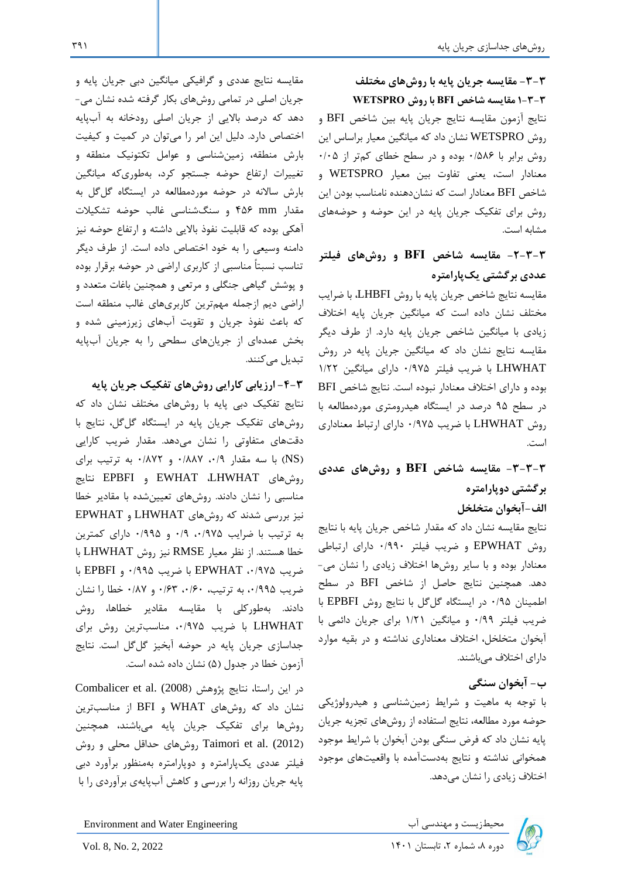### ۳-۳- مقایسه جریان پایه با روش‌های مختلف

#### ۳-۳-۱ مقایسه شاخص BFI با روش WETSPRO

نتایج آزمون مقایسه نتایج جریان پایه بین شاخص BFI و روش WETSPRO نشان داد که میانگین معیار براساس این روش برابر با ۰/۵۸۶ بوده و در سطح خطای کمتر از ۰/۰۵ معنادار است، یعنی تفاوت بین معیار WETSPRO و شاخص BFI معنادار است که نشان‌دهنده نامناسب بودن این روش برای تفکیک جریان پایه در این حوضه و حوضه‌های مشابه است.

#### ۳-۳-۲- مقایسه شاخص BFI و روش‌های فیلتر عددی برگشتی یک‌پارامتره

مقایسه نتایج شاخص جریان پایه با روش LHBFI، با ضرایب مختلف نشان داده است که میانگین جریان پایه اختلاف زیادی با میانگین شاخص جریان پایه دارد. از طرف دیگر مقایسه نتایج نشان داد که میانگین جریان پایه در روش LHWHAT با ضریب فیلتر ۰/۹۷۵ دارای میانگین ۱/۲۲ بوده و دارای اختلاف معنادار نبوده است. نتایج شاخص BFI در سطح ۹۵ درصد در ایستگاه هیدرومتری موردمطالعه با روش LHWHAT با ضریب ۰/۹۷۵ دارای ارتباط معناداری است.

#### ۳-۳-۳- مقایسه شاخص BFI و روش‌های عددی برگشتی دوپارامتره

##### الف-آبخوان متخلخل

نتایج مقایسه نشان داد که مقدار شاخص جریان پایه با نتایج روش EPWHAT و ضریب فیلتر ۰/۹۹۰ دارای ارتباطی معنادار بوده و با سایر روش‌ها اختلاف زیادی را نشان می‌دهد. همچنین نتایج حاصل از شاخص BFI در سطح اطمینان ۰/۹۵ در ایستگاه گل‌گل با نتایج روش EPBFI با ضریب فیلتر ۰/۹۹ و میانگین ۱/۲۱ برای جریان دائمی با آبخوان متخلخل، اختلاف معناداری نداشته و در بقیه موارد دارای اختلاف می‌باشند.

##### ب- آبخوان سنگی

با توجه به ماهیت و شرایط زمین‌شناسی و هیدرولوژیکی حوضه مورد مطالعه، نتایج استفاده از روش‌های تجزیه جریان پایه نشان داد که فرض سنگی بودن آبخوان با شرایط موجود همخوانی نداشته و نتایج به‌دست‌آمده با واقعیت‌های موجود اختلاف زیادی را نشان می‌دهد.

مقایسه نتایج عددی و گرافیکی میانگین دبی جریان پایه و جریان اصلی در تمامی روش‌های بکار گرفته شده نشان می‌دهد که درصد بالایی از جریان اصلی رودخانه به آب‌پایه اختصاص دارد. دلیل این امر را می‌توان در کمیت و کیفیت بارش منطقه، زمین‌شناسی و عوامل تکتونیک منطقه و تغییرات ارتفاع حوضه جستجو کرد، به‌طوری‌که میانگین بارش سالانه در حوضه موردمطالعه در ایستگاه گل‌گل به مقدار ۴۵۶ mm و سنگ‌شناسی غالب حوضه تشکیلات آهکی بوده که قابلیت نفوذ بالایی داشته و ارتفاع حوضه نیز دامنه وسیعی را به خود اختصاص داده است. از طرف دیگر تناسب نسبتاً مناسبی از کاربری اراضی در حوضه برقرار بوده و پوشش گیاهی جنگلی و مرتعی و همچنین باغات متعدد و اراضی دیم ازجمله مهم‌ترین کاربری‌های غالب منطقه است که باعث نفوذ جریان و تقویت آب‌های زیرزمینی شده و بخش عمده‌ای از جریان‌های سطحی را به جریان آب‌پایه تبدیل می‌کنند.

### ۳-۴- ارزیابی کارایی روش‌های تفکیک جریان پایه

نتایج تفکیک دبی پایه با روش‌های مختلف نشان داد که روش‌های تفکیک جریان پایه در ایستگاه گل‌گل، نتایج با دقت‌های متفاوتی را نشان می‌دهد. مقدار ضریب کارایی (NS) با سه مقدار ۰/۹، ۰/۸۸۷ و ۰/۸۷۲ به ترتیب برای روش‌های LHWHAT، EWHAT و EPBFI نتایج مناسبی را نشان دادند. روش‌های تعیین‌شده با مقادیر خطا نیز بررسی شدند که روش‌های LHWHAT و EPWHAT به ترتیب با ضرایب ۰/۹۷۵، ۰/۹ و ۰/۹۹۵ دارای کمترین خطا هستند. از نظر معیار RMSE نیز روش LHWHAT با ضریب ۰/۹۷۵، EPWHAT با ضریب ۰/۹۹۵ و EPBFI با ضریب ۰/۹۹۵، به ترتیب، ۰/۶۰، ۰/۶۳ و ۰/۸۷ خطا را نشان دادند. به‌طورکلی با مقایسه مقادیر خطاها، روش LHWHAT با ضریب ۰/۹۷۵، مناسب‌ترین روش برای جداسازی جریان پایه در حوضه آبخیز گل‌گل است. نتایج آزمون خطا در جدول (۵) نشان داده شده است.

در این راستا، نتایج پژوهش Combalicer et al. (2008) نشان داد که روش‌های WHAT و BFI از مناسب‌ترین روش‌ها برای تفکیک جریان پایه می‌باشند، همچنین Taimori et al. (2012) روش‌های حداقل محلی و روش فیلتر عددی یک‌پارامتره و دوپارامتره به‌منظور برآورد دبی پایه جریان روزانه را بررسی و کاهش آب‌پایه‌ی برآوردی را با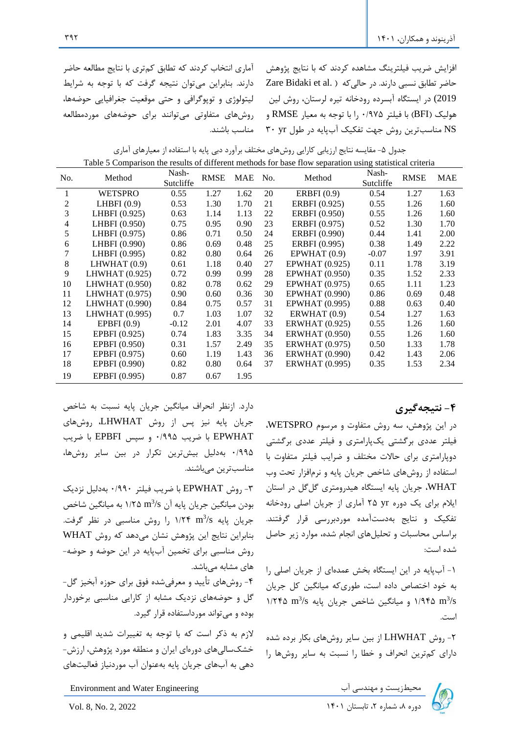افزایش ضریب فیلترینگ مشاهده کردند که با نتایج پژوهش حاضر تطابق نسبی دارند. در حالی‌که (Zare Bidaki et al. 2019) در ایستگاه آبسرده رودخانه تیره لرستان، روش لین هولیک (BFI) با فیلتر ۰/۹۷۵ را با توجه به معیار RMSE و NS مناسب‌ترین روش جهت تفکیک آب‌پایه در طول ۳۰ yr آماری انتخاب کردند که تطابق کم‌تری با نتایج مطالعه حاضر دارند. بنابراین می‌توان نتیجه گرفت که با توجه به شرایط لیتولوژی و توپوگرافی و حتی موقعیت جغرافیایی حوضه‌ها، روش‌های متفاوتی می‌توانند برای حوضه‌های موردمطالعه مناسب باشند.

جدول ۵- مقایسه نتایج ارزیابی کارایی روش‌های مختلف برآورد دبی پایه با استفاده از معیارهای آماری

Table 5 Comparison the results of different methods for base flow separation using statistical criteria

| No. | Method | Nash-Sutcliffe | RMSE | MAE | No. | Method | Nash-Sutcliffe | RMSE | MAE |
|---|---|---|---|---|---|---|---|---|---|
| 1 | WETSPRO | 0.55 | 1.27 | 1.62 | 20 | ERBFI (0.9) | 0.54 | 1.27 | 1.63 |
| 2 | LHBFI (0.9) | 0.53 | 1.30 | 1.70 | 21 | ERBFI (0.925) | 0.55 | 1.26 | 1.60 |
| 3 | LHBFI (0.925) | 0.63 | 1.14 | 1.13 | 22 | ERBFI (0.950) | 0.55 | 1.26 | 1.60 |
| 4 | LHBFI (0.950) | 0.75 | 0.95 | 0.90 | 23 | ERBFI (0.975) | 0.52 | 1.30 | 1.70 |
| 5 | LHBFI (0.975) | 0.86 | 0.71 | 0.50 | 24 | ERBFI (0.990) | 0.44 | 1.41 | 2.00 |
| 6 | LHBFI (0.990) | 0.86 | 0.69 | 0.48 | 25 | ERBFI (0.995) | 0.38 | 1.49 | 2.22 |
| 7 | LHBFI (0.995) | 0.82 | 0.80 | 0.64 | 26 | EPWHAT (0.9) | -0.07 | 1.97 | 3.91 |
| 8 | LHWHAT (0.9) | 0.61 | 1.18 | 0.40 | 27 | EPWHAT (0.925) | 0.11 | 1.78 | 3.19 |
| 9 | LHWHAT (0.925) | 0.72 | 0.99 | 0.99 | 28 | EPWHAT (0.950) | 0.35 | 1.52 | 2.33 |
| 10 | LHWHAT (0.950) | 0.82 | 0.78 | 0.62 | 29 | EPWHAT (0.975) | 0.65 | 1.11 | 1.23 |
| 11 | LHWHAT (0.975) | 0.90 | 0.60 | 0.36 | 30 | EPWHAT (0.990) | 0.86 | 0.69 | 0.48 |
| 12 | LHWHAT (0.990) | 0.84 | 0.75 | 0.57 | 31 | EPWHAT (0.995) | 0.88 | 0.63 | 0.40 |
| 13 | LHWHAT (0.995) | 0.7 | 1.03 | 1.07 | 32 | ERWHAT (0.9) | 0.54 | 1.27 | 1.63 |
| 14 | EPBFI (0.9) | -0.12 | 2.01 | 4.07 | 33 | ERWHAT (0.925) | 0.55 | 1.26 | 1.60 |
| 15 | EPBFI (0.925) | 0.74 | 1.83 | 3.35 | 34 | ERWHAT (0.950) | 0.55 | 1.26 | 1.60 |
| 16 | EPBFI (0.950) | 0.31 | 1.57 | 2.49 | 35 | ERWHAT (0.975) | 0.50 | 1.33 | 1.78 |
| 17 | EPBFI (0.975) | 0.60 | 1.19 | 1.43 | 36 | ERWHAT (0.990) | 0.42 | 1.43 | 2.06 |
| 18 | EPBFI (0.990) | 0.82 | 0.80 | 0.64 | 37 | ERWHAT (0.995) | 0.35 | 1.53 | 2.34 |
| 19 | EPBFI (0.995) | 0.87 | 0.67 | 1.95 | | | | | |

## ۴- نتیجه‌گیری

در این پژوهش، سه روش متفاوت و مرسوم WETSPRO، فیلتر عددی برگشتی یک‌پارامتری و فیلتر عددی برگشتی دوپارامتری برای حالات مختلف و ضرایب فیلتر متفاوت با استفاده از روش‌های شاخص جریان پایه و نرم‌افزار تحت وب WHAT، جریان پایه ایستگاه هیدرومتری گل‌گل در استان ایلام برای یک دوره ۲۵ yr آماری از جریان اصلی رودخانه تفکیک و نتایج به‌دست‌آمده موردبررسی قرار گرفتند. براساس محاسبات و تحلیل‌های انجام شده، موارد زیر حاصل شده است:

۱- آب‌پایه در این ایستگاه بخش عمده‌ای از جریان اصلی را به خود اختصاص داده است، طوری‌که میانگین کل جریان ۱/۹۴۵ $m^3/s$ و میانگین شاخص جریان پایه ۱/۲۴۵ $m^3/s$ است.

۲- روش LHWHAT از بین سایر روش‌های بکار برده شده دارای کم‌ترین انحراف و خطا را نسبت به سایر روش‌ها را دارد. ازنظر انحراف میانگین جریان پایه نسبت به شاخص جریان پایه نیز پس از روش LHWHAT، روش‌های EPWHAT با ضریب ۰/۹۹۵ و سپس EPBFI با ضریب ۰/۹۹۵ به‌دلیل بیش‌ترین تکرار در بین سایر روش‌ها، مناسب‌ترین می‌باشند.

۳- روش EPWHAT با ضریب فیلتر ۰/۹۹۰ به‌دلیل نزدیک بودن میانگین جریان پایه آن ۱/۲۵ $m^3/s$ به میانگین شاخص جریان پایه ۱/۲۴ $m^3/s$ را روش مناسبی در نظر گرفت. بنابراین نتایج این پژوهش نشان می‌دهد که روش WHAT روش مناسبی برای تخمین آب‌پایه در این حوضه و حوضه‌های مشابه می‌باشد.

۴- روش‌های تأیید و معرفی‌شده فوق برای حوزه آبخیز گل‌گل و حوضه‌های نزدیک مشابه از کارایی مناسبی برخوردار بوده و می‌تواند مورداستفاده قرار گیرد.

لازم به ذکر است که با توجه به تغییرات شدید اقلیمی و خشکسالی‌های دوره‌ای ایران و منطقه مورد پژوهش، ارزش‌دهی به آب‌های جریان پایه به‌عنوان آب موردنیاز فعالیت‌های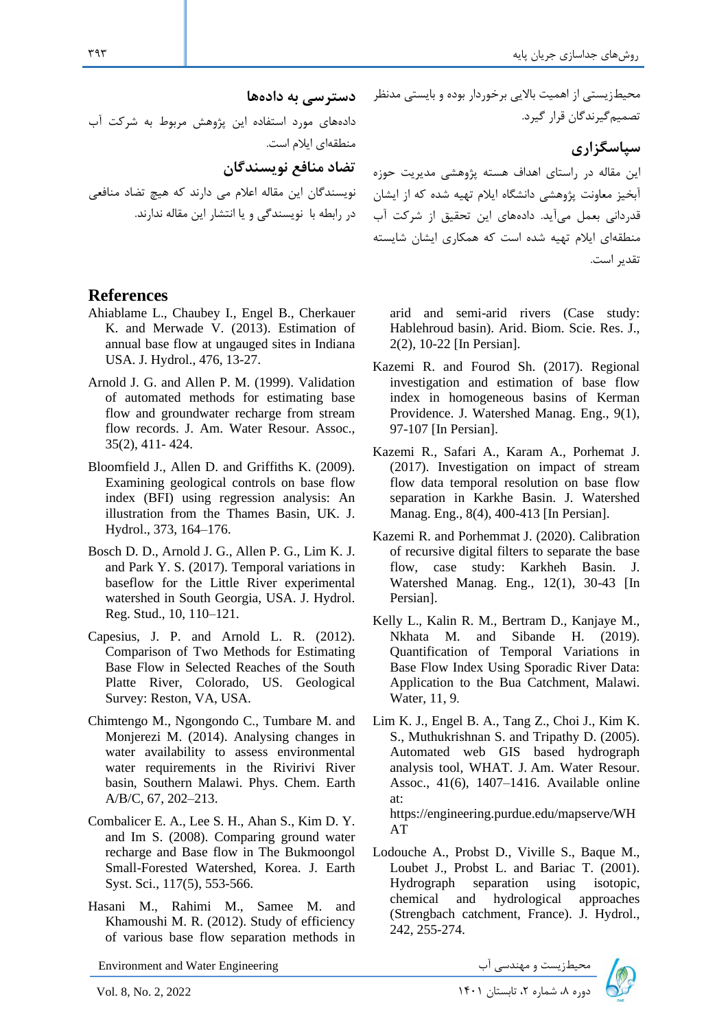محیط‌زیستی از اهمیت بالایی برخوردار بوده و بایستی مدنظر تصمیم‌گیرندگان قرار گیرد.

## سپاسگزاری

این مقاله در راستای اهداف هسته پژوهشی مدیریت حوزه آبخیز معاونت پژوهشی دانشگاه ایلام تهیه شده که از ایشان قدردانی بعمل می‌آید. داده‌های این تحقیق از شرکت آب منطقه‌ای ایلام تهیه شده است که همکاری ایشان شایسته تقدیر است.

## دسترسی به داده‌ها

داده‌های مورد استفاده این پژوهش مربوط به شرکت آب منطقه‌ای ایلام است.

## تضاد منافع نویسندگان

نویسندگان این مقاله اعلام می دارند که هیچ تضاد منافعی در رابطه با نویسندگی و یا انتشار این مقاله ندارند.

## References

Ahiablame L., Chaubey I., Engel B., Cherkauer K. and Merwade V. (2013). Estimation of annual base flow at ungauged sites in Indiana USA. J. Hydrol., 476, 13-27.

Arnold J. G. and Allen P. M. (1999). Validation of automated methods for estimating base flow and groundwater recharge from stream flow records. J. Am. Water Resour. Assoc., 35(2), 411- 424.

Bloomfield J., Allen D. and Griffiths K. (2009). Examining geological controls on base flow index (BFI) using regression analysis: An illustration from the Thames Basin, UK. J. Hydrol., 373, 164–176.

Bosch D. D., Arnold J. G., Allen P. G., Lim K. J. and Park Y. S. (2017). Temporal variations in baseflow for the Little River experimental watershed in South Georgia, USA. J. Hydrol. Reg. Stud., 10, 110–121.

Capesius, J. P. and Arnold L. R. (2012). Comparison of Two Methods for Estimating Base Flow in Selected Reaches of the South Platte River, Colorado, US. Geological Survey: Reston, VA, USA.

Chimtengo M., Ngongondo C., Tumbare M. and Monjerezi M. (2014). Analysing changes in water availability to assess environmental water requirements in the Rivirivi River basin, Southern Malawi. Phys. Chem. Earth A/B/C, 67, 202–213.

Combalicer E. A., Lee S. H., Ahan S., Kim D. Y. and Im S. (2008). Comparing ground water recharge and Base flow in The Bukmoongol Small-Forested Watershed, Korea. J. Earth Syst. Sci., 117(5), 553-566.

Hasani M., Rahimi M., Samee M. and Khamoushi M. R. (2012). Study of efficiency of various base flow separation methods in arid and semi-arid rivers (Case study: Hablehroud basin). Arid. Biom. Scie. Res. J., 2(2), 10-22 [In Persian].

Kazemi R. and Fourod Sh. (2017). Regional investigation and estimation of base flow index in homogeneous basins of Kerman Providence. J. Watershed Manag. Eng., 9(1), 97-107 [In Persian].

Kazemi R., Safari A., Karam A., Porhemat J. (2017). Investigation on impact of stream flow data temporal resolution on base flow separation in Karkhe Basin. J. Watershed Manag. Eng., 8(4), 400-413 [In Persian].

Kazemi R. and Porhemmat J. (2020). Calibration of recursive digital filters to separate the base flow, case study: Karkheh Basin. J. Watershed Manag. Eng., 12(1), 30-43 [In Persian].

Kelly L., Kalin R. M., Bertram D., Kanjaye M., Nkhata M. and Sibande H. (2019). Quantification of Temporal Variations in Base Flow Index Using Sporadic River Data: Application to the Bua Catchment, Malawi. Water, 11, 9.

Lim K. J., Engel B. A., Tang Z., Choi J., Kim K. S., Muthukrishnan S. and Tripathy D. (2005). Automated web GIS based hydrograph analysis tool, WHAT. J. Am. Water Resour. Assoc., 41(6), 1407–1416. Available online at: https://engineering.purdue.edu/mapserve/WHAT

Lodouche A., Probst D., Viville S., Baque M., Loubet J., Probst L. and Bariac T. (2001). Hydrograph separation using isotopic, chemical and hydrological approaches (Strengbach catchment, France). J. Hydrol., 242, 255-274.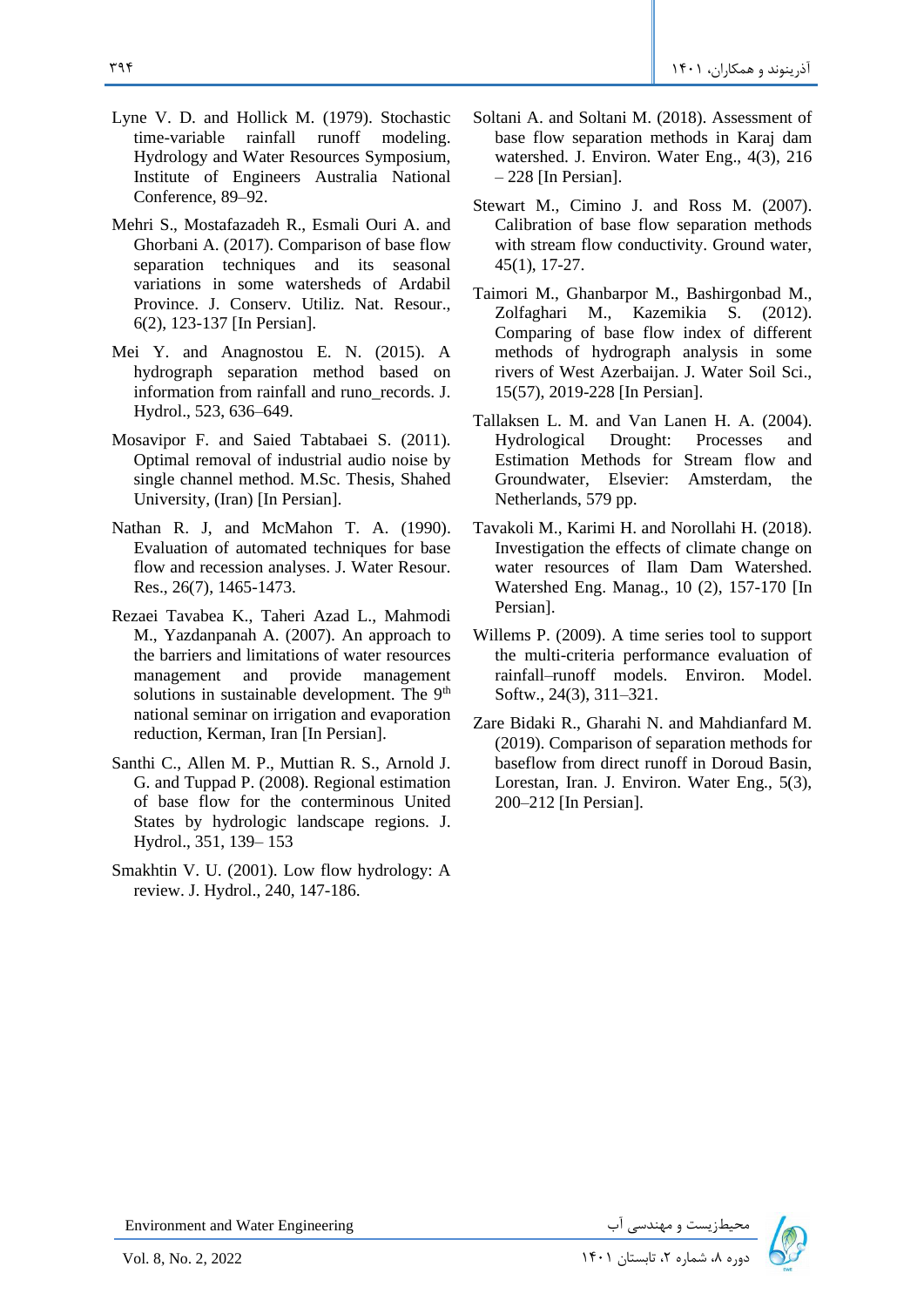Lyne V. D. and Hollick M. (1979). Stochastic time-variable rainfall runoff modeling. Hydrology and Water Resources Symposium, Institute of Engineers Australia National Conference, 89–92.

Mehri S., Mostafazadeh R., Esmali Ouri A. and Ghorbani A. (2017). Comparison of base flow separation techniques and its seasonal variations in some watersheds of Ardabil Province. J. Conserv. Utiliz. Nat. Resour., 6(2), 123-137 [In Persian].

Mei Y. and Anagnostou E. N. (2015). A hydrograph separation method based on information from rainfall and runo_records. J. Hydrol., 523, 636–649.

Mosavipor F. and Saied Tabtabaei S. (2011). Optimal removal of industrial audio noise by single channel method. M.Sc. Thesis, Shahed University, (Iran) [In Persian].

Nathan R. J, and McMahon T. A. (1990). Evaluation of automated techniques for base flow and recession analyses. J. Water Resour. Res., 26(7), 1465-1473.

Rezaei Tavabea K., Taheri Azad L., Mahmodi M., Yazdanpanah A. (2007). An approach to the barriers and limitations of water resources management and provide management solutions in sustainable development. The 9th national seminar on irrigation and evaporation reduction, Kerman, Iran [In Persian].

Santhi C., Allen M. P., Muttian R. S., Arnold J. G. and Tuppad P. (2008). Regional estimation of base flow for the conterminous United States by hydrologic landscape regions. J. Hydrol., 351, 139– 153

Smakhtin V. U. (2001). Low flow hydrology: A review. J. Hydrol., 240, 147-186.

Soltani A. and Soltani M. (2018). Assessment of base flow separation methods in Karaj dam watershed. J. Environ. Water Eng., 4(3), 216 – 228 [In Persian].

Stewart M., Cimino J. and Ross M. (2007). Calibration of base flow separation methods with stream flow conductivity. Ground water, 45(1), 17-27.

Taimori M., Ghanbarpor M., Bashirgonbad M., Zolfaghari M., Kazemikia S. (2012). Comparing of base flow index of different methods of hydrograph analysis in some rivers of West Azerbaijan. J. Water Soil Sci., 15(57), 2019-228 [In Persian].

Tallaksen L. M. and Van Lanen H. A. (2004). Hydrological Drought: Processes and Estimation Methods for Stream flow and Groundwater, Elsevier: Amsterdam, the Netherlands, 579 pp.

Tavakoli M., Karimi H. and Norollahi H. (2018). Investigation the effects of climate change on water resources of Ilam Dam Watershed. Watershed Eng. Manag., 10 (2), 157-170 [In Persian].

Willems P. (2009). A time series tool to support the multi-criteria performance evaluation of rainfall–runoff models. Environ. Model. Softw., 24(3), 311–321.

Zare Bidaki R., Gharahi N. and Mahdianfard M. (2019). Comparison of separation methods for baseflow from direct runoff in Doroud Basin, Lorestan, Iran. J. Environ. Water Eng., 5(3), 200–212 [In Persian].